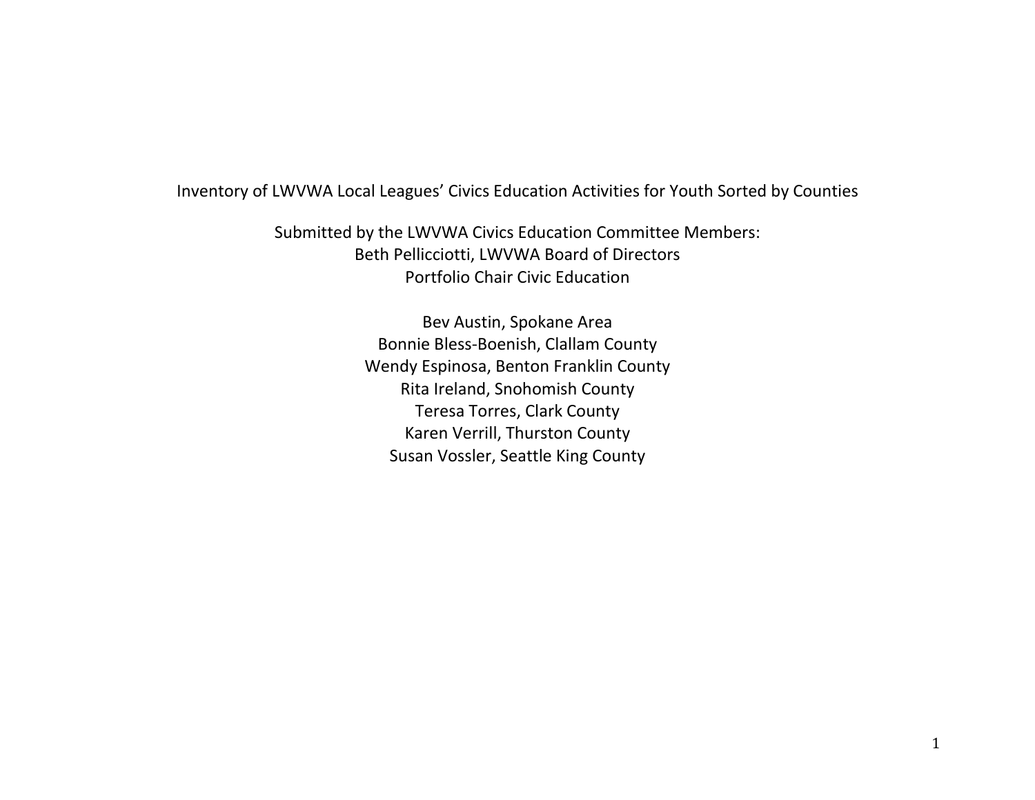# Inventory of LWVWA Local Leagues' Civics Education Activities for Youth Sorted by Counties

Submitted by the LWVWA Civics Education Committee Members:
Beth Pellicciotti, LWVWA Board of Directors
Portfolio Chair Civic Education

Bev Austin, Spokane Area
Bonnie Bless-Boenish, Clallam County
Wendy Espinosa, Benton Franklin County
Rita Ireland, Snohomish County
Teresa Torres, Clark County
Karen Verrill, Thurston County
Susan Vossler, Seattle King County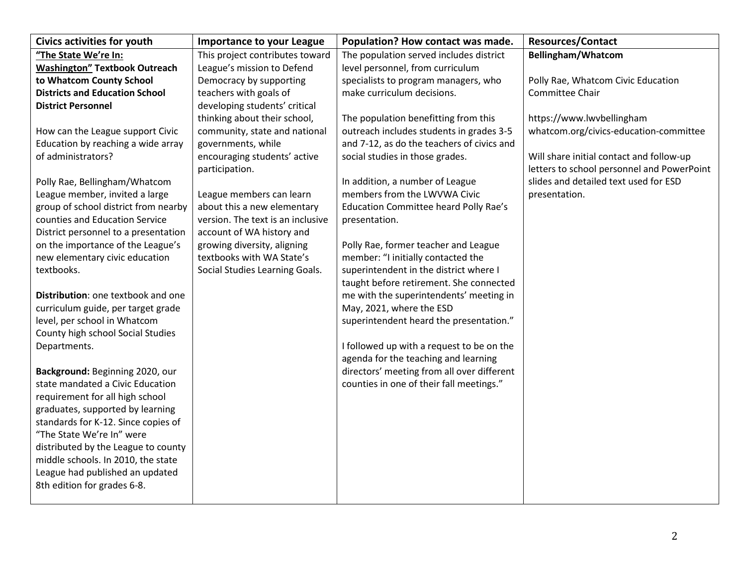| Civics activities for youth | Importance to your League | Population? How contact was made. | Resources/Contact |
|---|---|---|---|
| **"The State We're In: <u>Washington"</u> Textbook Outreach to Whatcom County School Districts and Education School District Personnel**<br><br>How can the League support Civic Education by reaching a wide array of administrators?<br><br>Polly Rae, Bellingham/Whatcom League member, invited a large group of school district from nearby counties and Education Service District personnel to a presentation on the importance of the League's new elementary civic education textbooks.<br><br>**Distribution**: one textbook and one curriculum guide, per target grade level, per school in Whatcom County high school Social Studies Departments.<br><br>**Background:** Beginning 2020, our state mandated a Civic Education requirement for all high school graduates, supported by learning standards for K-12. Since copies of "The State We're In" were distributed by the League to county middle schools. In 2010, the state League had published an updated 8th edition for grades 6-8. | This project contributes toward League's mission to Defend Democracy by supporting teachers with goals of developing students' critical thinking about their school, community, state and national governments, while encouraging students' active participation.<br><br>League members can learn about this a new elementary version. The text is an inclusive account of WA history and growing diversity, aligning textbooks with WA State's Social Studies Learning Goals. | The population served includes district level personnel, from curriculum specialists to program managers, who make curriculum decisions.<br><br>The population benefitting from this outreach includes students in grades 3-5 and 7-12, as do the teachers of civics and social studies in those grades.<br><br>In addition, a number of League members from the LWVWA Civic Education Committee heard Polly Rae's presentation.<br><br>Polly Rae, former teacher and League member: "I initially contacted the superintendent in the district where I taught before retirement. She connected me with the superintendents' meeting in May, 2021, where the ESD superintendent heard the presentation."<br><br>I followed up with a request to be on the agenda for the teaching and learning directors' meeting from all over different counties in one of their fall meetings." | **Bellingham/Whatcom**<br><br>Polly Rae, Whatcom Civic Education Committee Chair<br><br>https://www.lwvbellinghamwhatcom.org/civics-education-committee<br><br>Will share initial contact and follow-up letters to school personnel and PowerPoint slides and detailed text used for ESD presentation. |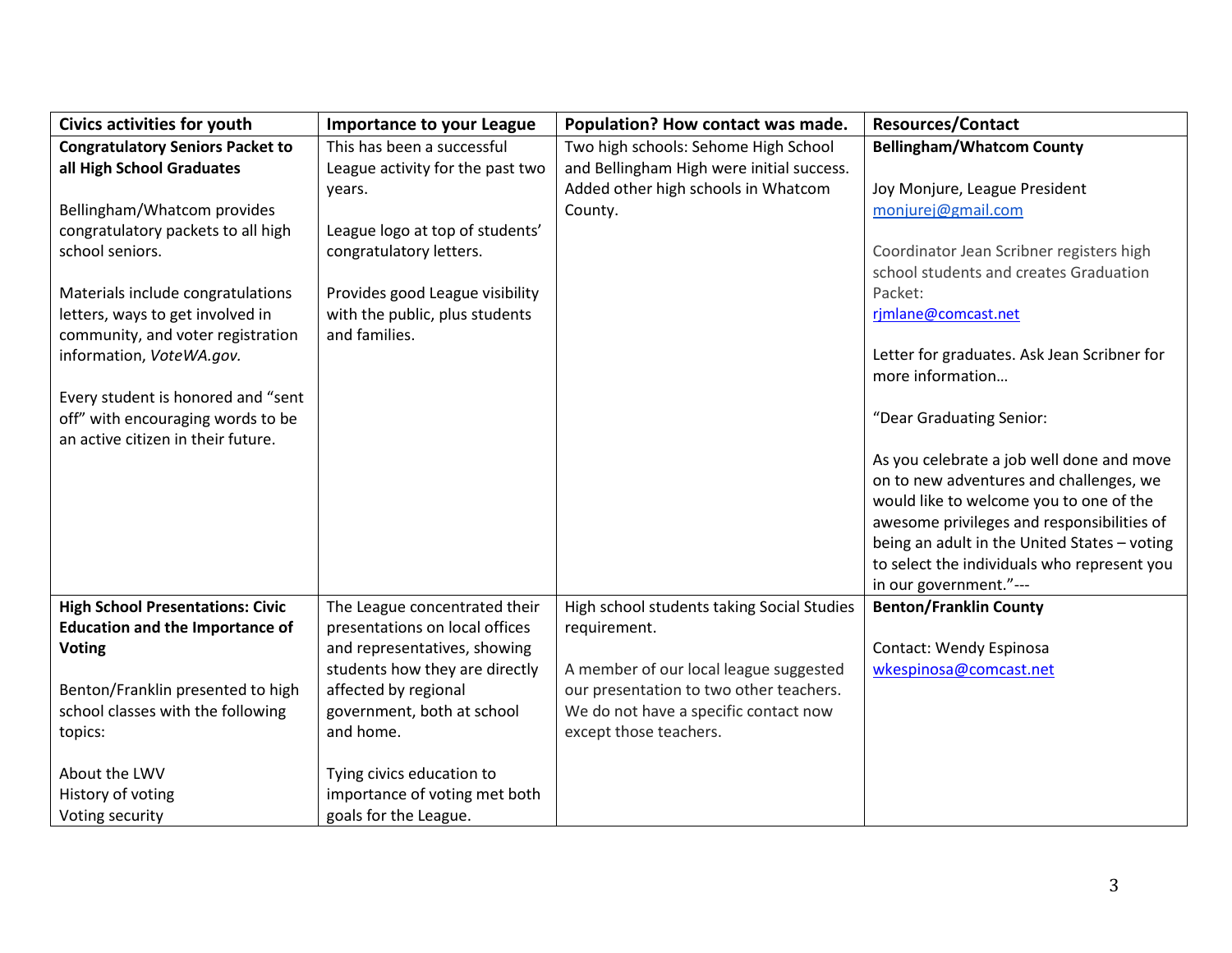| Civics activities for youth | Importance to your League | Population? How contact was made. | Resources/Contact |
|---|---|---|---|
| **Congratulatory Seniors Packet to all High School Graduates**<br><br>Bellingham/Whatcom provides congratulatory packets to all high school seniors.<br><br>Materials include congratulations letters, ways to get involved in community, and voter registration information, *VoteWA.gov.*<br><br>Every student is honored and "sent off" with encouraging words to be an active citizen in their future. | This has been a successful League activity for the past two years.<br><br>League logo at top of students' congratulatory letters.<br><br>Provides good League visibility with the public, plus students and families. | Two high schools: Sehome High School and Bellingham High were initial success. Added other high schools in Whatcom County. | **Bellingham/Whatcom County**<br><br>Joy Monjure, League President<br>monjurej@gmail.com<br><br>Coordinator Jean Scribner registers high school students and creates Graduation Packet:<br>rjmlane@comcast.net<br><br>Letter for graduates. Ask Jean Scribner for more information…<br><br>"Dear Graduating Senior:<br><br>As you celebrate a job well done and move on to new adventures and challenges, we would like to welcome you to one of the awesome privileges and responsibilities of being an adult in the United States – voting to select the individuals who represent you in our government."--- |
| **High School Presentations: Civic Education and the Importance of Voting**<br><br>Benton/Franklin presented to high school classes with the following topics:<br><br>About the LWV<br>History of voting<br>Voting security | The League concentrated their presentations on local offices and representatives, showing students how they are directly affected by regional government, both at school and home.<br><br>Tying civics education to importance of voting met both goals for the League. | High school students taking Social Studies requirement.<br><br>A member of our local league suggested our presentation to two other teachers. We do not have a specific contact now except those teachers. | **Benton/Franklin County**<br><br>Contact: Wendy Espinosa<br>wkespinosa@comcast.net |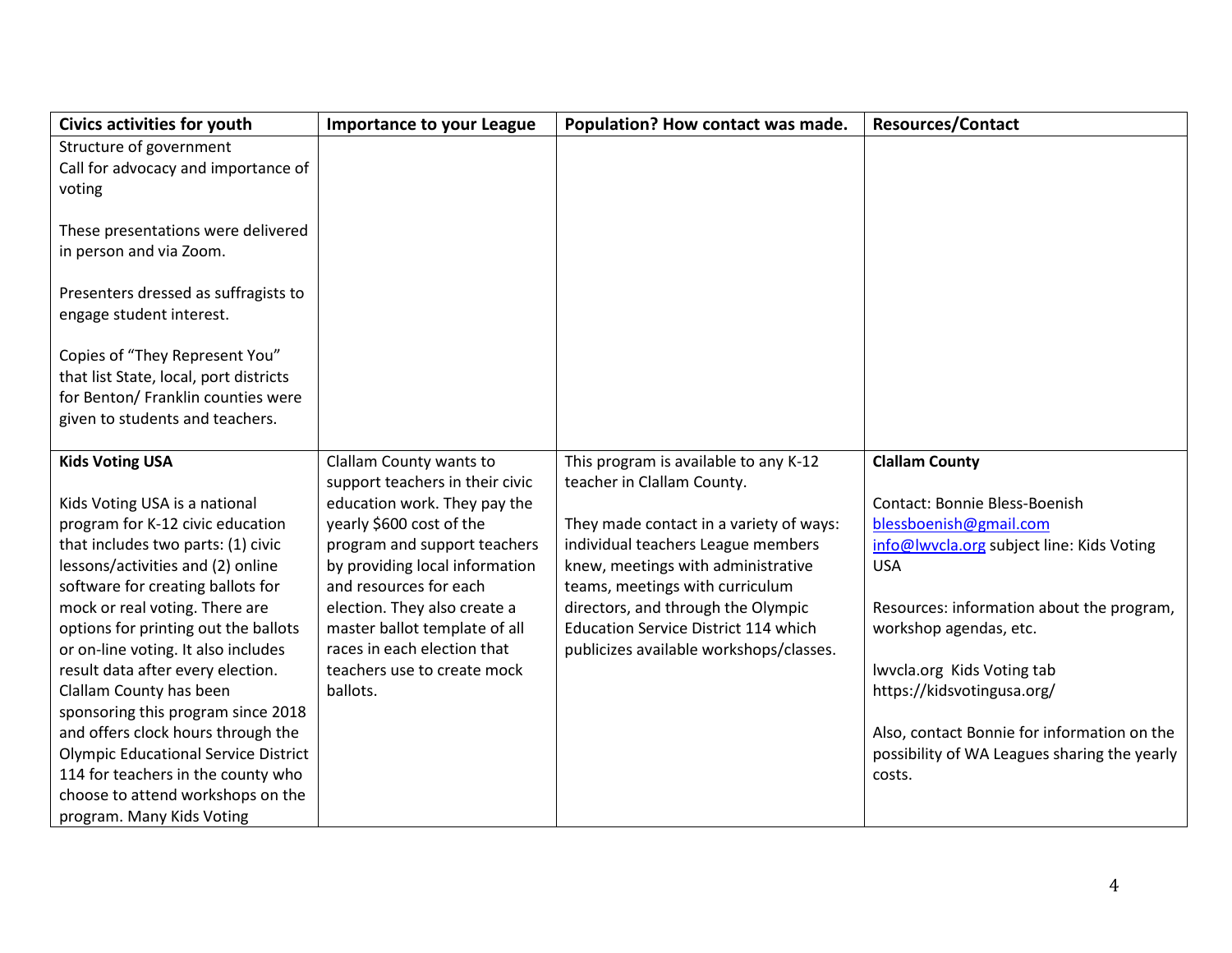| Civics activities for youth | Importance to your League | Population? How contact was made. | Resources/Contact |
|---|---|---|---|
| Structure of government<br>Call for advocacy and importance of voting<br><br>These presentations were delivered in person and via Zoom.<br><br>Presenters dressed as suffragists to engage student interest.<br><br>Copies of "They Represent You" that list State, local, port districts for Benton/ Franklin counties were given to students and teachers. | | | |
| **Kids Voting USA**<br><br>Kids Voting USA is a national program for K-12 civic education that includes two parts: (1) civic lessons/activities and (2) online software for creating ballots for mock or real voting. There are options for printing out the ballots or on-line voting. It also includes result data after every election. Clallam County has been sponsoring this program since 2018 and offers clock hours through the Olympic Educational Service District 114 for teachers in the county who choose to attend workshops on the program. Many Kids Voting | Clallam County wants to support teachers in their civic education work. They pay the yearly $600 cost of the program and support teachers by providing local information and resources for each election. They also create a master ballot template of all races in each election that teachers use to create mock ballots. | This program is available to any K-12 teacher in Clallam County.<br><br>They made contact in a variety of ways: individual teachers League members knew, meetings with administrative teams, meetings with curriculum directors, and through the Olympic Education Service District 114 which publicizes available workshops/classes. | **Clallam County**<br><br>Contact: Bonnie Bless-Boenish<br>blessboenish@gmail.com<br>info@lwvcla.org subject line: Kids Voting USA<br><br>Resources: information about the program, workshop agendas, etc.<br><br>lwvcla.org Kids Voting tab<br>https://kidsvotingusa.org/<br><br>Also, contact Bonnie for information on the possibility of WA Leagues sharing the yearly costs. |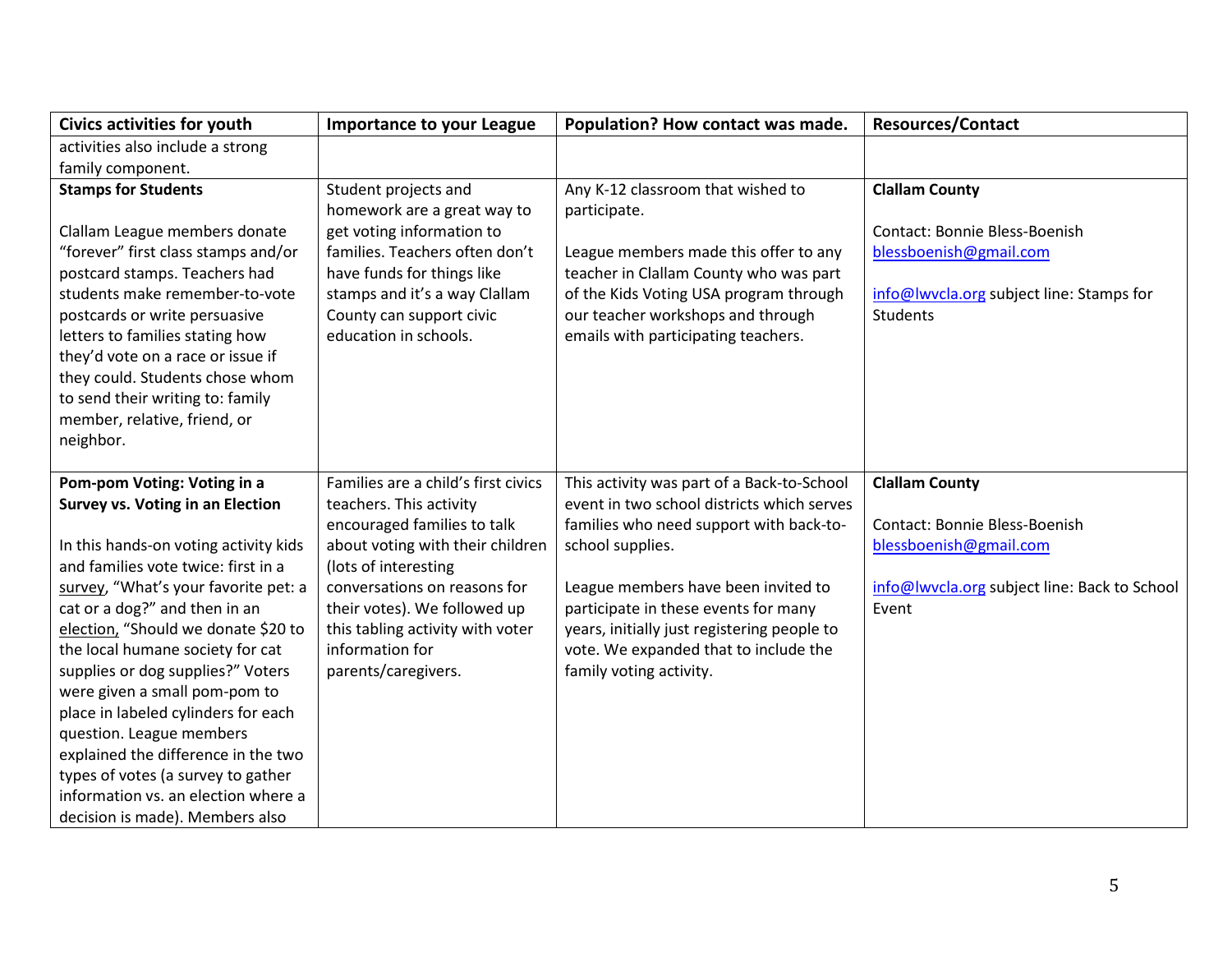| Civics activities for youth | Importance to your League | Population? How contact was made. | Resources/Contact |
|---|---|---|---|
| activities also include a strong family component. | | | |
| **Stamps for Students**<br><br>Clallam League members donate “forever” first class stamps and/or postcard stamps. Teachers had students make remember-to-vote postcards or write persuasive letters to families stating how they’d vote on a race or issue if they could. Students chose whom to send their writing to: family member, relative, friend, or neighbor. | Student projects and homework are a great way to get voting information to families. Teachers often don’t have funds for things like stamps and it’s a way Clallam County can support civic education in schools. | Any K-12 classroom that wished to participate.<br><br>League members made this offer to any teacher in Clallam County who was part of the Kids Voting USA program through our teacher workshops and through emails with participating teachers. | **Clallam County**<br><br>Contact: Bonnie Bless-Boenish<br>blessboenish@gmail.com<br><br>info@lwvcla.org subject line: Stamps for Students |
| **Pom-pom Voting: Voting in a Survey vs. Voting in an Election**<br><br>In this hands-on voting activity kids and families vote twice: first in a survey, “What’s your favorite pet: a cat or a dog?” and then in an election, “Should we donate $20 to the local humane society for cat supplies or dog supplies?” Voters were given a small pom-pom to place in labeled cylinders for each question. League members explained the difference in the two types of votes (a survey to gather information vs. an election where a decision is made). Members also | Families are a child’s first civics teachers. This activity encouraged families to talk about voting with their children (lots of interesting conversations on reasons for their votes). We followed up this tabling activity with voter information for parents/caregivers. | This activity was part of a Back-to-School event in two school districts which serves families who need support with back-to-school supplies.<br><br>League members have been invited to participate in these events for many years, initially just registering people to vote. We expanded that to include the family voting activity. | **Clallam County**<br><br>Contact: Bonnie Bless-Boenish<br>blessboenish@gmail.com<br><br>info@lwvcla.org subject line: Back to School Event |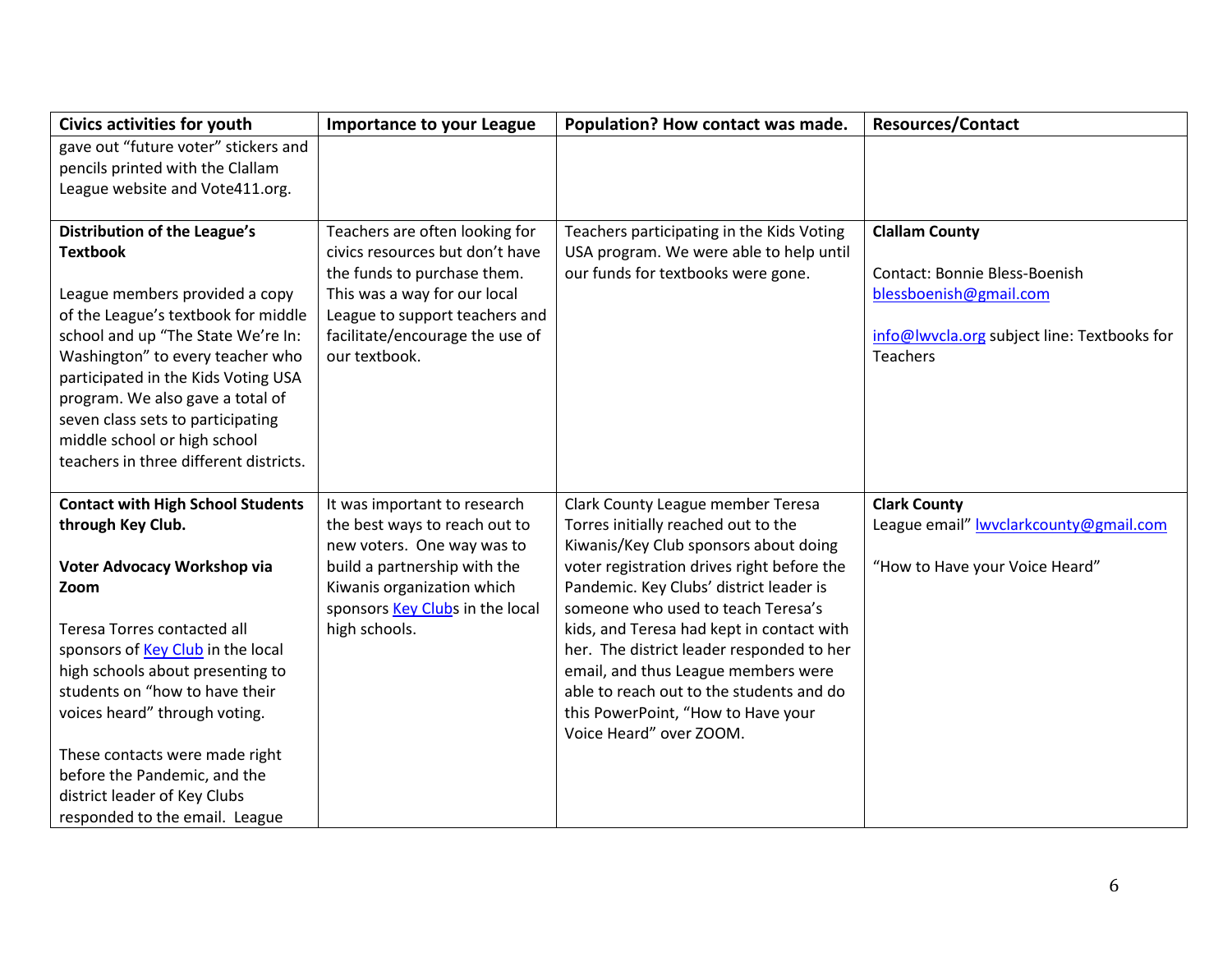| Civics activities for youth | Importance to your League | Population? How contact was made. | Resources/Contact |
|---|---|---|---|
| gave out "future voter" stickers and pencils printed with the Clallam League website and Vote411.org. | | | |
| **Distribution of the League's Textbook**<br><br>League members provided a copy of the League's textbook for middle school and up "The State We're In: Washington" to every teacher who participated in the Kids Voting USA program. We also gave a total of seven class sets to participating middle school or high school teachers in three different districts. | Teachers are often looking for civics resources but don't have the funds to purchase them. This was a way for our local League to support teachers and facilitate/encourage the use of our textbook. | Teachers participating in the Kids Voting USA program. We were able to help until our funds for textbooks were gone. | **Clallam County**<br><br>Contact: Bonnie Bless-Boenish blessboenish@gmail.com<br><br>info@lwvcla.org subject line: Textbooks for Teachers |
| **Contact with High School Students through Key Club.**<br><br>**Voter Advocacy Workshop via Zoom**<br><br>Teresa Torres contacted all sponsors of Key Club in the local high schools about presenting to students on "how to have their voices heard" through voting.<br><br>These contacts were made right before the Pandemic, and the district leader of Key Clubs responded to the email. League | It was important to research the best ways to reach out to new voters. One way was to build a partnership with the Kiwanis organization which sponsors Key Clubs in the local high schools. | Clark County League member Teresa Torres initially reached out to the Kiwanis/Key Club sponsors about doing voter registration drives right before the Pandemic. Key Clubs' district leader is someone who used to teach Teresa's kids, and Teresa had kept in contact with her. The district leader responded to her email, and thus League members were able to reach out to the students and do this PowerPoint, "How to Have your Voice Heard" over ZOOM. | **Clark County**<br>League email" lwvclarkcounty@gmail.com<br><br>"How to Have your Voice Heard" |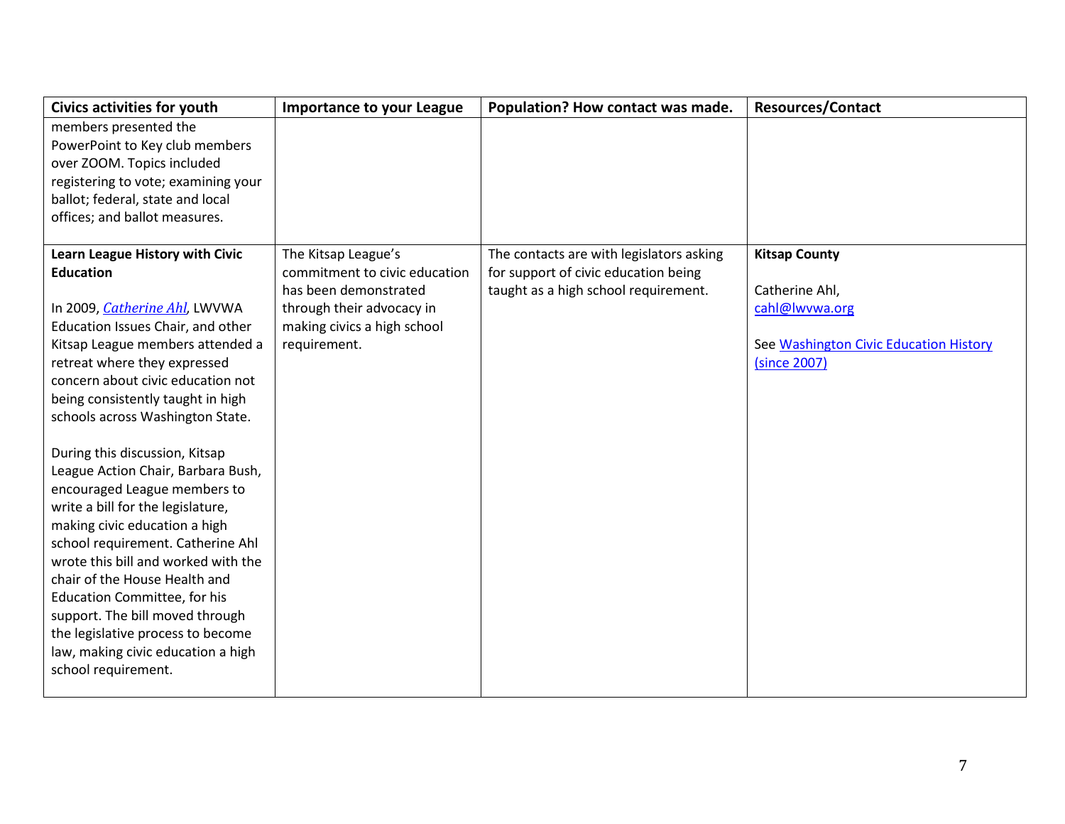| Civics activities for youth | Importance to your League | Population? How contact was made. | Resources/Contact |
|---|---|---|---|
| members presented the PowerPoint to Key club members over ZOOM. Topics included registering to vote; examining your ballot; federal, state and local offices; and ballot measures. | | | |
| **Learn League History with Civic Education**<br><br>In 2009, *Catherine Ahl*, LWVWA Education Issues Chair, and other Kitsap League members attended a retreat where they expressed concern about civic education not being consistently taught in high schools across Washington State.<br><br>During this discussion, Kitsap League Action Chair, Barbara Bush, encouraged League members to write a bill for the legislature, making civic education a high school requirement. Catherine Ahl wrote this bill and worked with the chair of the House Health and Education Committee, for his support. The bill moved through the legislative process to become law, making civic education a high school requirement. | The Kitsap League's commitment to civic education has been demonstrated through their advocacy in making civics a high school requirement. | The contacts are with legislators asking for support of civic education being taught as a high school requirement. | **Kitsap County**<br><br>Catherine Ahl,<br>cahl@lwvwa.org<br><br>See Washington Civic Education History (since 2007) |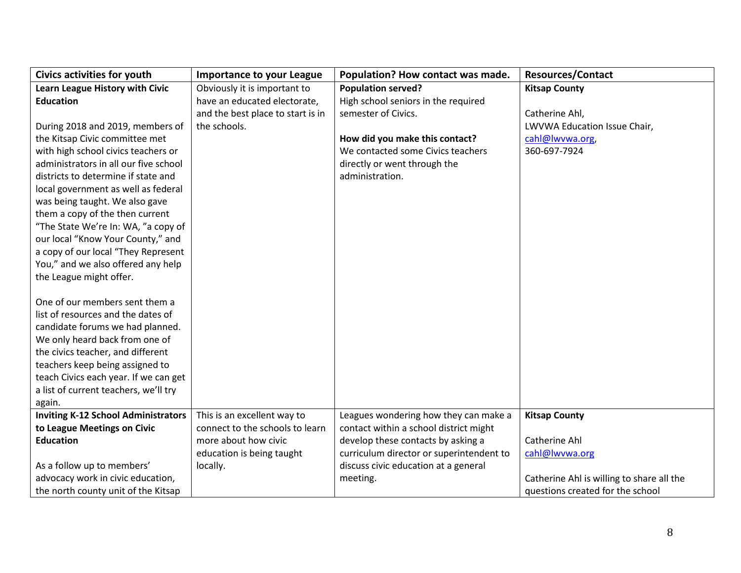| Civics activities for youth | Importance to your League | Population? How contact was made. | Resources/Contact |
|---|---|---|---|
| **Learn League History with Civic Education**<br><br>During 2018 and 2019, members of the Kitsap Civic committee met with high school civics teachers or administrators in all our five school districts to determine if state and local government as well as federal was being taught. We also gave them a copy of the then current "The State We're In: WA, "a copy of our local "Know Your County," and a copy of our local "They Represent You," and we also offered any help the League might offer.<br><br>One of our members sent them a list of resources and the dates of candidate forums we had planned. We only heard back from one of the civics teacher, and different teachers keep being assigned to teach Civics each year. If we can get a list of current teachers, we'll try again. | Obviously it is important to have an educated electorate, and the best place to start is in the schools. | **Population served?**<br>High school seniors in the required semester of Civics.<br><br>**How did you make this contact?**<br>We contacted some Civics teachers directly or went through the administration. | **Kitsap County**<br><br>Catherine Ahl,<br>LWVWA Education Issue Chair,<br>cahl@lwvwa.org,<br>360-697-7924 |
| **Inviting K-12 School Administrators to League Meetings on Civic Education**<br><br>As a follow up to members' advocacy work in civic education, the north county unit of the Kitsap | This is an excellent way to connect to the schools to learn more about how civic education is being taught locally. | Leagues wondering how they can make a contact within a school district might develop these contacts by asking a curriculum director or superintendent to discuss civic education at a general meeting. | **Kitsap County**<br><br>Catherine Ahl<br>cahl@lwvwa.org<br><br>Catherine Ahl is willing to share all the questions created for the school |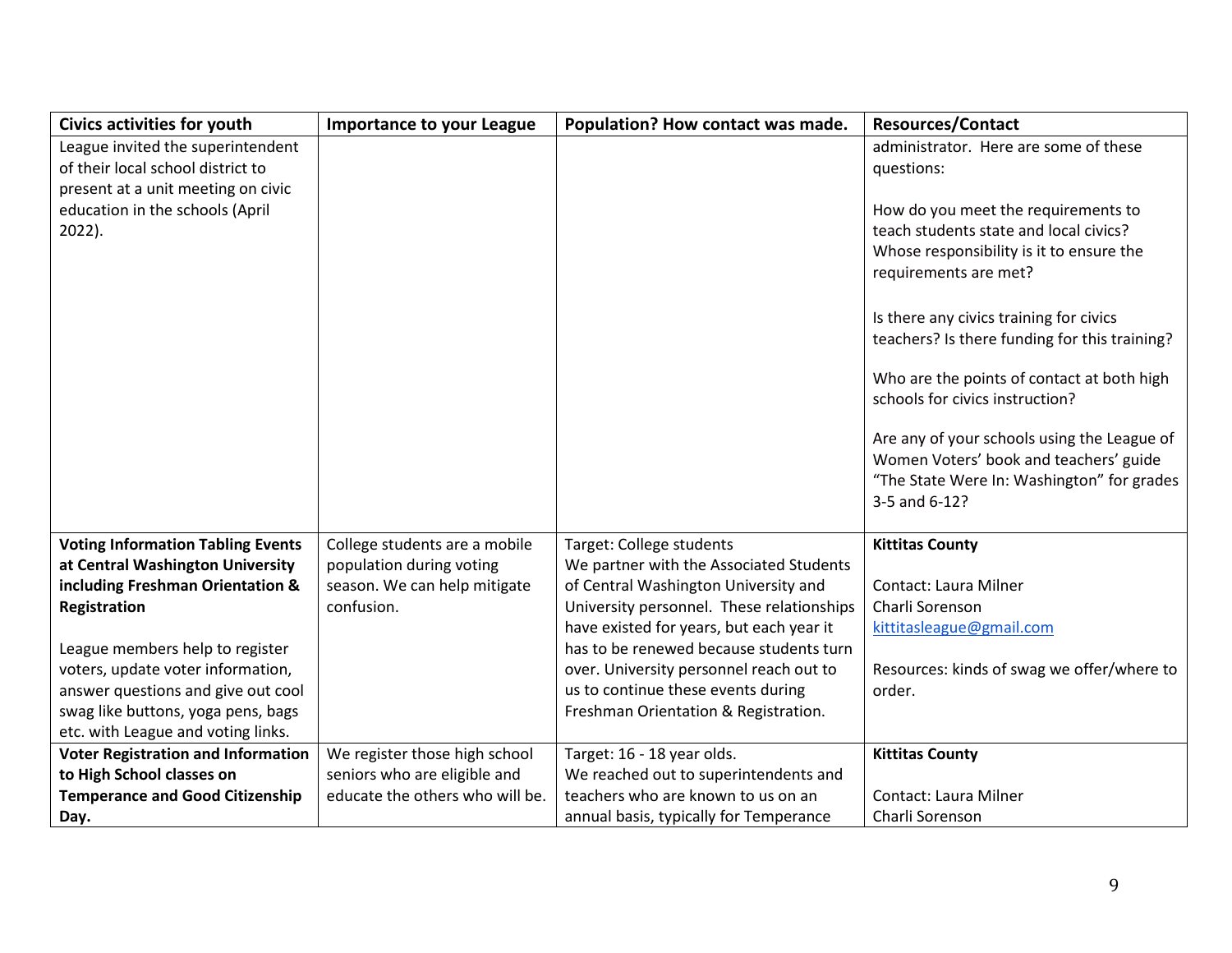| Civics activities for youth | Importance to your League | Population? How contact was made. | Resources/Contact |
|---|---|---|---|
| League invited the superintendent of their local school district to present at a unit meeting on civic education in the schools (April 2022). | | | administrator. Here are some of these questions:<br><br>How do you meet the requirements to teach students state and local civics? Whose responsibility is it to ensure the requirements are met?<br><br>Is there any civics training for civics teachers? Is there funding for this training?<br><br>Who are the points of contact at both high schools for civics instruction?<br><br>Are any of your schools using the League of Women Voters' book and teachers' guide "The State Were In: Washington" for grades 3-5 and 6-12? |
| **Voting Information Tabling Events at Central Washington University including Freshman Orientation & Registration**<br><br>League members help to register voters, update voter information, answer questions and give out cool swag like buttons, yoga pens, bags etc. with League and voting links. | College students are a mobile population during voting season. We can help mitigate confusion. | Target: College students<br>We partner with the Associated Students of Central Washington University and University personnel. These relationships have existed for years, but each year it has to be renewed because students turn over. University personnel reach out to us to continue these events during Freshman Orientation & Registration. | **Kittitas County**<br><br>Contact: Laura Milner<br>Charli Sorenson<br>kittitasleague@gmail.com<br><br>Resources: kinds of swag we offer/where to order. |
| **Voter Registration and Information to High School classes on Temperance and Good Citizenship Day.** | We register those high school seniors who are eligible and educate the others who will be. | Target: 16 - 18 year olds.<br>We reached out to superintendents and teachers who are known to us on an annual basis, typically for Temperance | **Kittitas County**<br><br>Contact: Laura Milner<br>Charli Sorenson |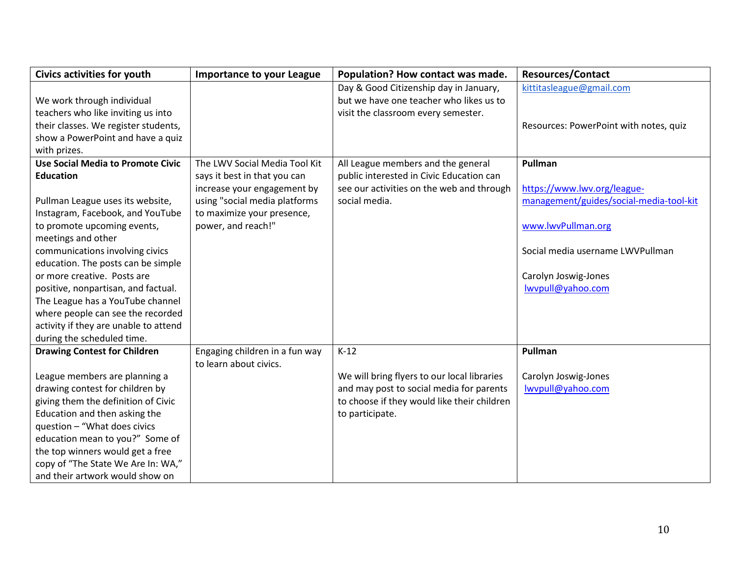| Civics activities for youth | Importance to your League | Population? How contact was made. | Resources/Contact |
|---|---|---|---|
| We work through individual teachers who like inviting us into their classes. We register students, show a PowerPoint and have a quiz with prizes. | | Day & Good Citizenship day in January, but we have one teacher who likes us to visit the classroom every semester. | kittitasleague@gmail.com<br><br>Resources: PowerPoint with notes, quiz |
| **Use Social Media to Promote Civic Education**<br><br>Pullman League uses its website, Instagram, Facebook, and YouTube to promote upcoming events, meetings and other communications involving civics education. The posts can be simple or more creative. Posts are positive, nonpartisan, and factual. The League has a YouTube channel where people can see the recorded activity if they are unable to attend during the scheduled time. | The LWV Social Media Tool Kit says it best in that you can increase your engagement by using "social media platforms to maximize your presence, power, and reach!" | All League members and the general public interested in Civic Education can see our activities on the web and through social media. | **Pullman**<br><br>https://www.lwv.org/league-management/guides/social-media-tool-kit<br><br>www.lwvPullman.org<br><br>Social media username LWVPullman<br><br>Carolyn Joswig-Jones<br>lwvpull@yahoo.com |
| **Drawing Contest for Children**<br><br>League members are planning a drawing contest for children by giving them the definition of Civic Education and then asking the question – "What does civics education mean to you?" Some of the top winners would get a free copy of "The State We Are In: WA," and their artwork would show on | Engaging children in a fun way to learn about civics. | K-12<br><br>We will bring flyers to our local libraries and may post to social media for parents to choose if they would like their children to participate. | **Pullman**<br><br>Carolyn Joswig-Jones<br>lwvpull@yahoo.com |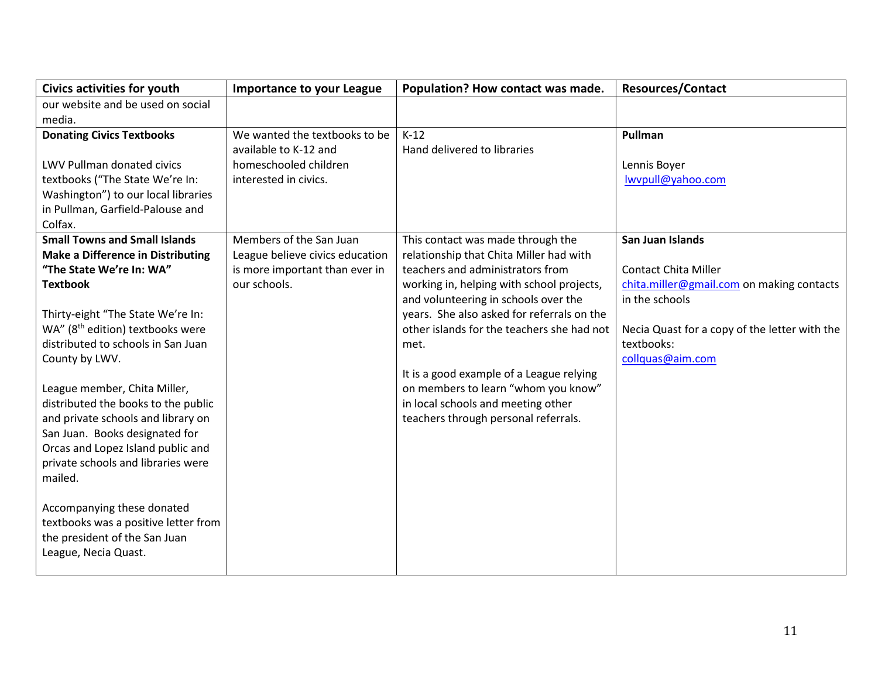| Civics activities for youth | Importance to your League | Population? How contact was made. | Resources/Contact |
|---|---|---|---|
| our website and be used on social media. | | | |
| **Donating Civics Textbooks**<br><br>LWV Pullman donated civics textbooks ("The State We're In: Washington") to our local libraries in Pullman, Garfield-Palouse and Colfax. | We wanted the textbooks to be available to K-12 and homeschooled children interested in civics. | K-12<br>Hand delivered to libraries | **Pullman**<br><br>Lennis Boyer<br>lwvpull@yahoo.com |
| **Small Towns and Small Islands Make a Difference in Distributing "The State We're In: WA" Textbook**<br><br>Thirty-eight "The State We're In: WA" (8th edition) textbooks were distributed to schools in San Juan County by LWV.<br><br>League member, Chita Miller, distributed the books to the public and private schools and library on San Juan. Books designated for Orcas and Lopez Island public and private schools and libraries were mailed.<br><br>Accompanying these donated textbooks was a positive letter from the president of the San Juan League, Necia Quast. | Members of the San Juan League believe civics education is more important than ever in our schools. | This contact was made through the relationship that Chita Miller had with teachers and administrators from working in, helping with school projects, and volunteering in schools over the years. She also asked for referrals on the other islands for the teachers she had not met.<br><br>It is a good example of a League relying on members to learn "whom you know" in local schools and meeting other teachers through personal referrals. | **San Juan Islands**<br><br>Contact Chita Miller chita.miller@gmail.com on making contacts in the schools<br><br>Necia Quast for a copy of the letter with the textbooks:<br>collquas@aim.com |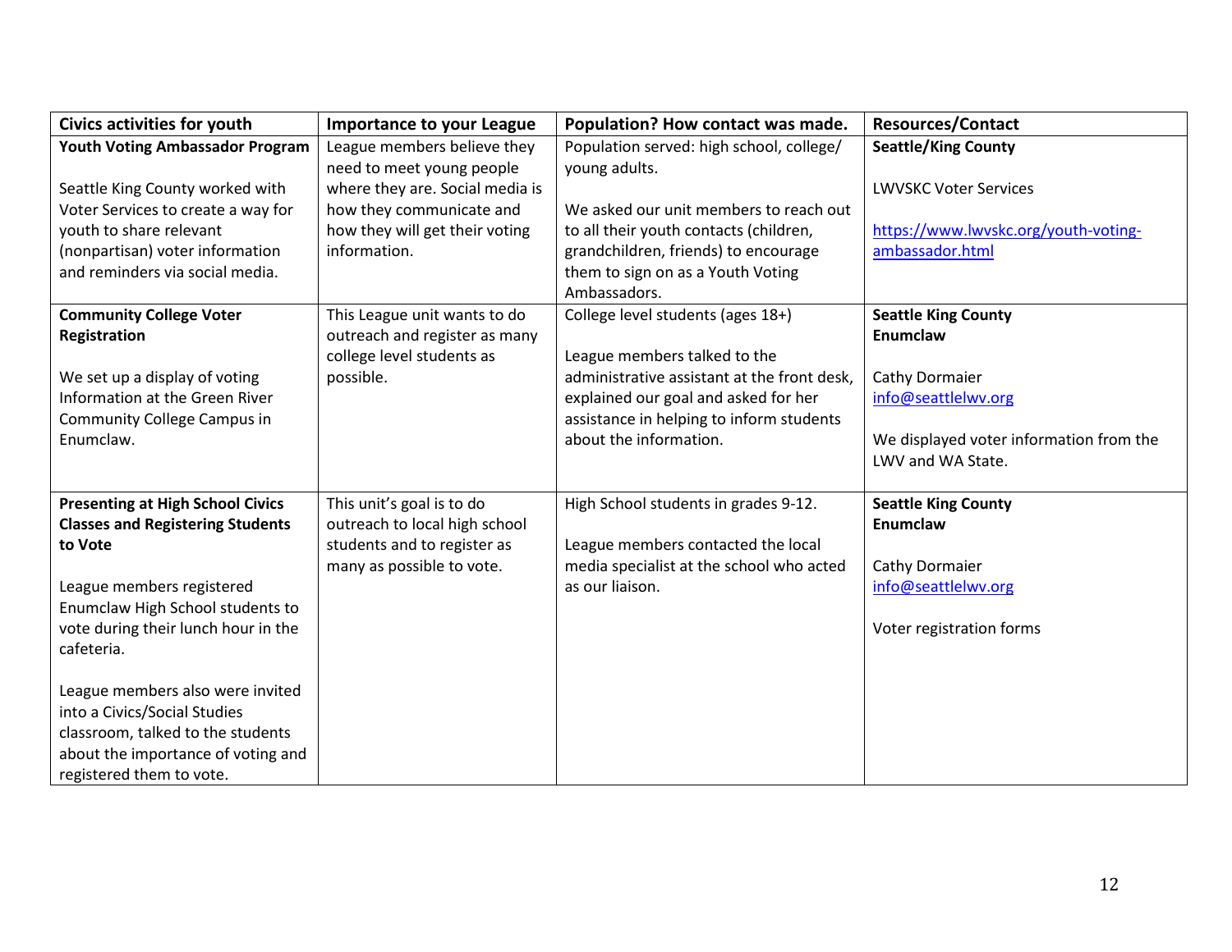| Civics activities for youth | Importance to your League | Population? How contact was made. | Resources/Contact |
|---|---|---|---|
| **Youth Voting Ambassador Program**<br><br>Seattle King County worked with Voter Services to create a way for youth to share relevant (nonpartisan) voter information and reminders via social media. | League members believe they need to meet young people where they are. Social media is how they communicate and how they will get their voting information. | Population served: high school, college/ young adults.<br><br>We asked our unit members to reach out to all their youth contacts (children, grandchildren, friends) to encourage them to sign on as a Youth Voting Ambassadors. | **Seattle/King County**<br><br>LWVSKC Voter Services<br><br>[https://www.lwvskc.org/youth-voting-ambassador.html](https://www.lwvskc.org/youth-voting-ambassador.html) |
| **Community College Voter Registration**<br><br>We set up a display of voting Information at the Green River Community College Campus in Enumclaw. | This League unit wants to do outreach and register as many college level students as possible. | College level students (ages 18+)<br><br>League members talked to the administrative assistant at the front desk, explained our goal and asked for her assistance in helping to inform students about the information. | **Seattle King County Enumclaw**<br><br>Cathy Dormaier<br>info@seattlelwv.org<br><br>We displayed voter information from the LWV and WA State. |
| **Presenting at High School Civics Classes and Registering Students to Vote**<br><br>League members registered Enumclaw High School students to vote during their lunch hour in the cafeteria.<br><br>League members also were invited into a Civics/Social Studies classroom, talked to the students about the importance of voting and registered them to vote. | This unit's goal is to do outreach to local high school students and to register as many as possible to vote. | High School students in grades 9-12.<br><br>League members contacted the local media specialist at the school who acted as our liaison. | **Seattle King County Enumclaw**<br><br>Cathy Dormaier<br>info@seattlelwv.org<br><br>Voter registration forms |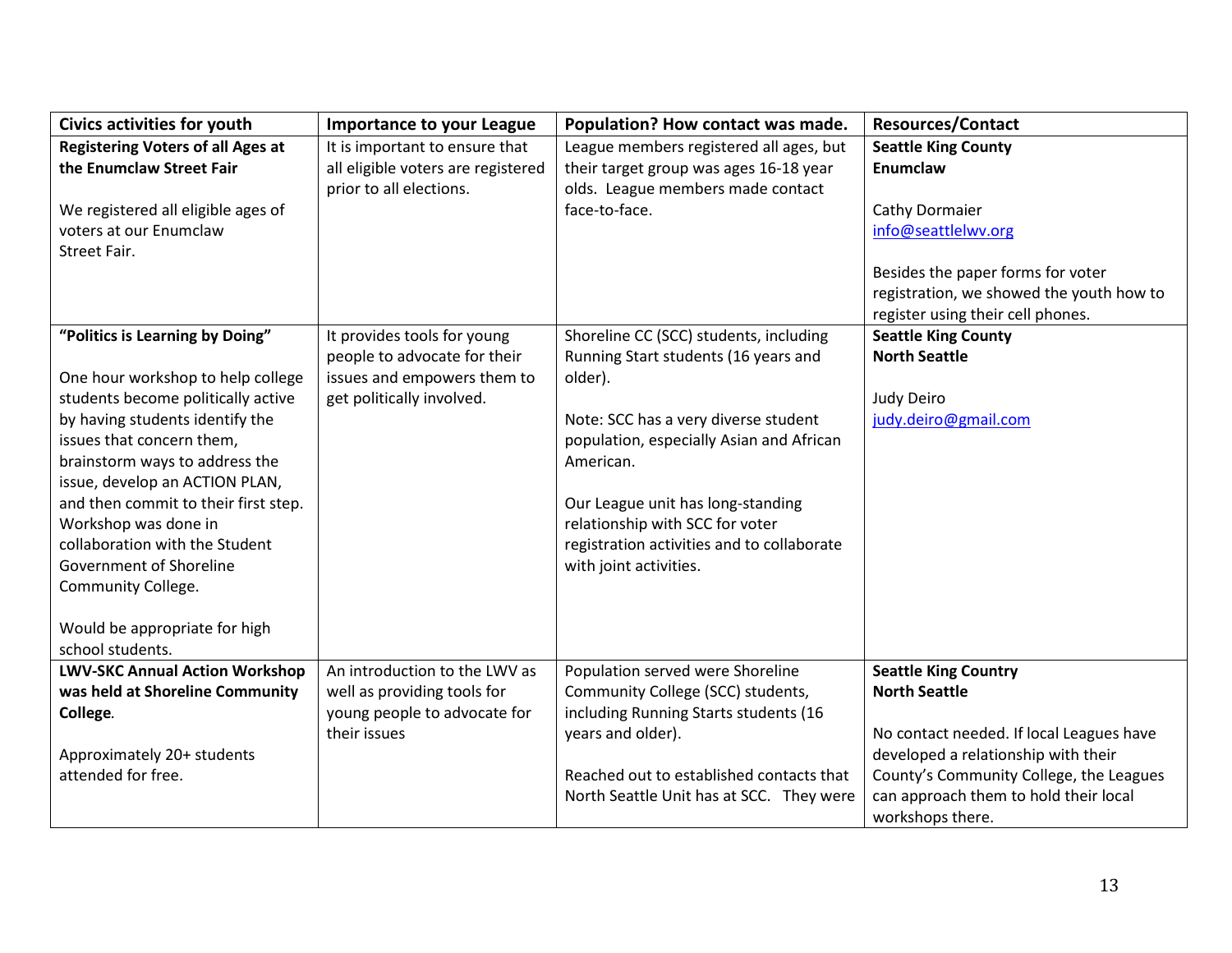| Civics activities for youth | Importance to your League | Population? How contact was made. | Resources/Contact |
|---|---|---|---|
| **Registering Voters of all Ages at the Enumclaw Street Fair**<br><br>We registered all eligible ages of voters at our Enumclaw Street Fair. | It is important to ensure that all eligible voters are registered prior to all elections. | League members registered all ages, but their target group was ages 16-18 year olds. League members made contact face-to-face. | **Seattle King County**<br>**Enumclaw**<br><br>Cathy Dormaier<br>info@seattlelwv.org<br><br>Besides the paper forms for voter registration, we showed the youth how to register using their cell phones. |
| **"Politics is Learning by Doing"**<br><br>One hour workshop to help college students become politically active by having students identify the issues that concern them, brainstorm ways to address the issue, develop an ACTION PLAN, and then commit to their first step. Workshop was done in collaboration with the Student Government of Shoreline Community College.<br><br>Would be appropriate for high school students. | It provides tools for young people to advocate for their issues and empowers them to get politically involved. | Shoreline CC (SCC) students, including Running Start students (16 years and older).<br><br>Note: SCC has a very diverse student population, especially Asian and African American.<br><br>Our League unit has long-standing relationship with SCC for voter registration activities and to collaborate with joint activities. | **Seattle King County**<br>**North Seattle**<br><br>Judy Deiro<br>judy.deiro@gmail.com |
| **LWV-SKC Annual Action Workshop was held at Shoreline Community College**.<br><br>Approximately 20+ students attended for free. | An introduction to the LWV as well as providing tools for young people to advocate for their issues | Population served were Shoreline Community College (SCC) students, including Running Starts students (16 years and older).<br><br>Reached out to established contacts that North Seattle Unit has at SCC. They were | **Seattle King Country**<br>**North Seattle**<br><br>No contact needed. If local Leagues have developed a relationship with their County's Community College, the Leagues can approach them to hold their local workshops there. |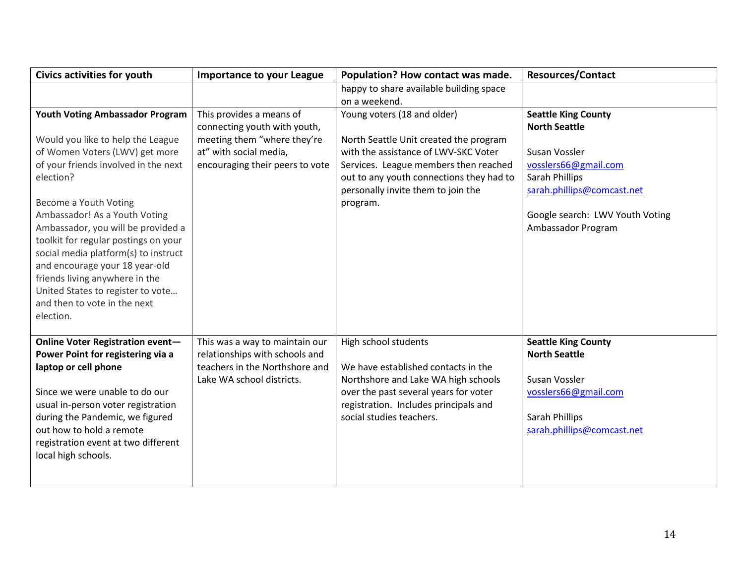| Civics activities for youth | Importance to your League | Population? How contact was made. | Resources/Contact |
|---|---|---|---|
| | | happy to share available building space on a weekend. | |
| **Youth Voting Ambassador Program**<br><br>Would you like to help the League of Women Voters (LWV) get more of your friends involved in the next election?<br><br>Become a Youth Voting Ambassador! As a Youth Voting Ambassador, you will be provided a toolkit for regular postings on your social media platform(s) to instruct and encourage your 18 year-old friends living anywhere in the United States to register to vote… and then to vote in the next election. | This provides a means of connecting youth with youth, meeting them "where they're at" with social media, encouraging their peers to vote | Young voters (18 and older)<br><br>North Seattle Unit created the program with the assistance of LWV-SKC Voter Services. League members then reached out to any youth connections they had to personally invite them to join the program. | **Seattle King County North Seattle**<br><br>Susan Vossler<br>vosslers66@gmail.com<br>Sarah Phillips<br>sarah.phillips@comcast.net<br><br>Google search: LWV Youth Voting Ambassador Program |
| **Online Voter Registration event—Power Point for registering via a laptop or cell phone**<br><br>Since we were unable to do our usual in-person voter registration during the Pandemic, we figured out how to hold a remote registration event at two different local high schools. | This was a way to maintain our relationships with schools and teachers in the Northshore and Lake WA school districts. | High school students<br><br>We have established contacts in the Northshore and Lake WA high schools over the past several years for voter registration. Includes principals and social studies teachers. | **Seattle King County North Seattle**<br><br>Susan Vossler<br>vosslers66@gmail.com<br><br>Sarah Phillips<br>sarah.phillips@comcast.net |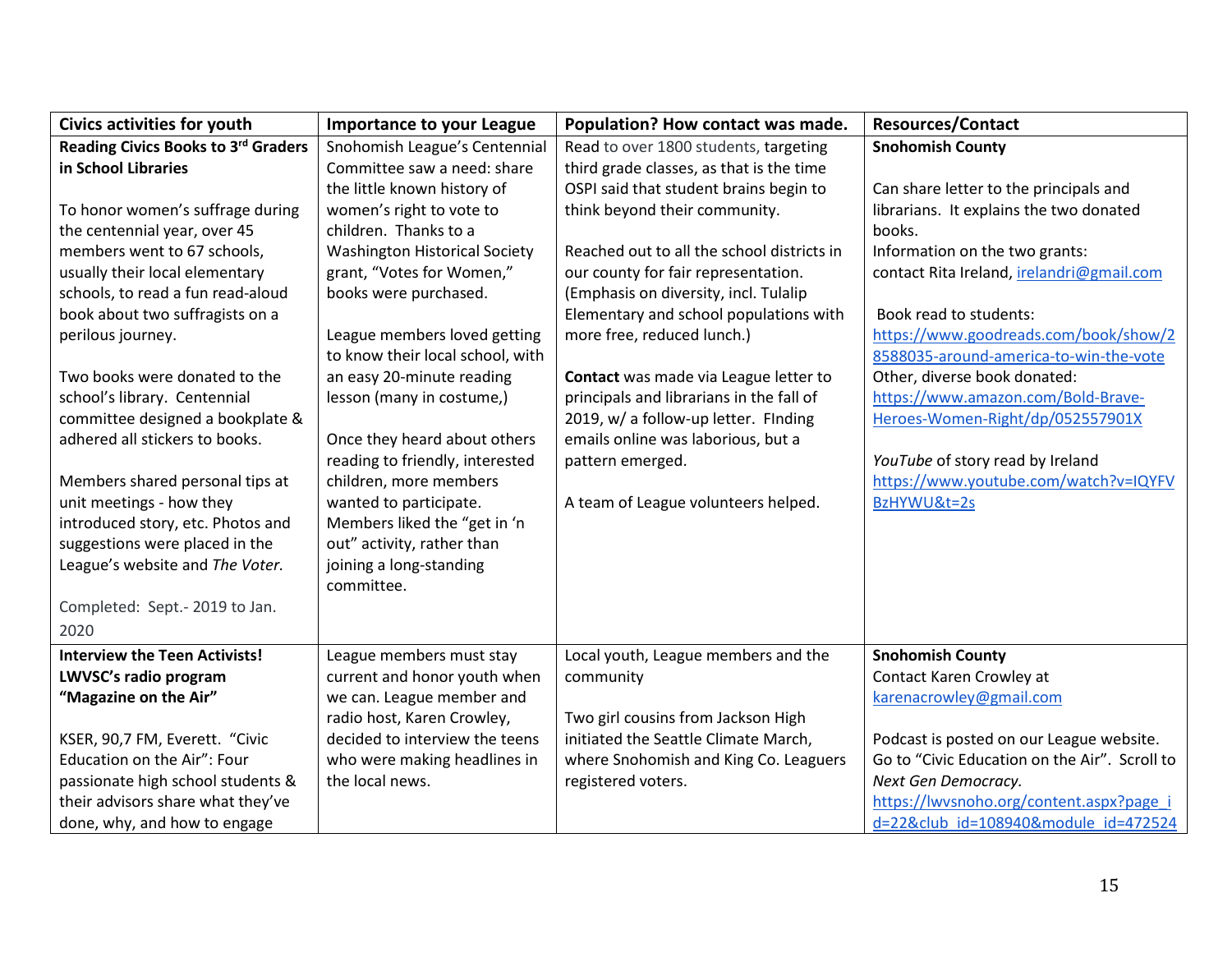| Civics activities for youth | Importance to your League | Population? How contact was made. | Resources/Contact |
|---|---|---|---|
| **Reading Civics Books to 3rd Graders in School Libraries**<br><br>To honor women's suffrage during the centennial year, over 45 members went to 67 schools, usually their local elementary schools, to read a fun read-aloud book about two suffragists on a perilous journey.<br><br>Two books were donated to the school's library. Centennial committee designed a bookplate & adhered all stickers to books.<br><br>Members shared personal tips at unit meetings - how they introduced story, etc. Photos and suggestions were placed in the League's website and *The Voter.*<br><br>Completed: Sept.- 2019 to Jan. 2020 | Snohomish League's Centennial Committee saw a need: share the little known history of women's right to vote to children. Thanks to a Washington Historical Society grant, "Votes for Women," books were purchased.<br><br>League members loved getting to know their local school, with an easy 20-minute reading lesson (many in costume,)<br><br>Once they heard about others reading to friendly, interested children, more members wanted to participate. Members liked the "get in 'n out" activity, rather than joining a long-standing committee. | Read to over 1800 students, targeting third grade classes, as that is the time OSPI said that student brains begin to think beyond their community.<br><br>Reached out to all the school districts in our county for fair representation. (Emphasis on diversity, incl. Tulalip Elementary and school populations with more free, reduced lunch.)<br><br>**Contact** was made via League letter to principals and librarians in the fall of 2019, w/ a follow-up letter. FInding emails online was laborious, but a pattern emerged.<br><br>A team of League volunteers helped. | **Snohomish County**<br><br>Can share letter to the principals and librarians. It explains the two donated books.<br>Information on the two grants: contact Rita Ireland, irelandri@gmail.com<br><br>Book read to students: https://www.goodreads.com/book/show/28588035-around-america-to-win-the-vote<br>Other, diverse book donated: https://www.amazon.com/Bold-Brave-Heroes-Women-Right/dp/052557901X<br><br>*YouTube* of story read by Ireland https://www.youtube.com/watch?v=IQYFVBzHYWU&t=2s |
| **Interview the Teen Activists! LWVSC's radio program "Magazine on the Air"**<br><br>KSER, 90,7 FM, Everett. "Civic Education on the Air": Four passionate high school students & their advisors share what they've done, why, and how to engage | League members must stay current and honor youth when we can. League member and radio host, Karen Crowley, decided to interview the teens who were making headlines in the local news. | Local youth, League members and the community<br><br>Two girl cousins from Jackson High initiated the Seattle Climate March, where Snohomish and King Co. Leaguers registered voters. | **Snohomish County**<br>Contact Karen Crowley at karenacrowley@gmail.com<br><br>Podcast is posted on our League website. Go to "Civic Education on the Air". Scroll to *Next Gen Democracy.*<br>https://lwvsnoho.org/content.aspx?page_id=22&club_id=108940&module_id=472524 |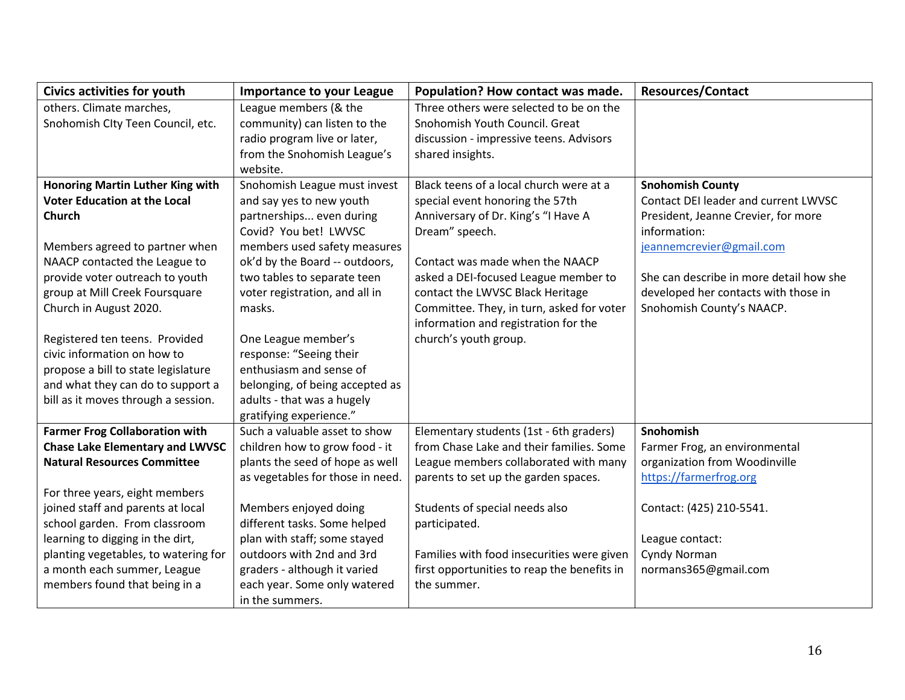| Civics activities for youth | Importance to your League | Population? How contact was made. | Resources/Contact |
|---|---|---|---|
| others. Climate marches, Snohomish CIty Teen Council, etc. | League members (& the community) can listen to the radio program live or later, from the Snohomish League's website. | Three others were selected to be on the Snohomish Youth Council. Great discussion - impressive teens. Advisors shared insights. | |
| **Honoring Martin Luther King with Voter Education at the Local Church**<br><br>Members agreed to partner when NAACP contacted the League to provide voter outreach to youth group at Mill Creek Foursquare Church in August 2020.<br><br>Registered ten teens. Provided civic information on how to propose a bill to state legislature and what they can do to support a bill as it moves through a session. | Snohomish League must invest and say yes to new youth partnerships... even during Covid? You bet! LWVSC members used safety measures ok'd by the Board -- outdoors, two tables to separate teen voter registration, and all in masks.<br><br>One League member's response: "Seeing their enthusiasm and sense of belonging, of being accepted as adults - that was a hugely gratifying experience." | Black teens of a local church were at a special event honoring the 57th Anniversary of Dr. King's "I Have A Dream" speech.<br><br>Contact was made when the NAACP asked a DEI-focused League member to contact the LWVSC Black Heritage Committee. They, in turn, asked for voter information and registration for the church's youth group. | **Snohomish County**<br>Contact DEI leader and current LWVSC President, Jeanne Crevier, for more information:<br>[jeannemcrevier@gmail.com](mailto:jeannemcrevier@gmail.com)<br><br>She can describe in more detail how she developed her contacts with those in Snohomish County's NAACP. |
| **Farmer Frog Collaboration with Chase Lake Elementary and LWVSC Natural Resources Committee**<br><br>For three years, eight members joined staff and parents at local school garden. From classroom learning to digging in the dirt, planting vegetables, to watering for a month each summer, League members found that being in a | Such a valuable asset to show children how to grow food - it plants the seed of hope as well as vegetables for those in need.<br><br>Members enjoyed doing different tasks. Some helped plan with staff; some stayed outdoors with 2nd and 3rd graders - although it varied each year. Some only watered in the summers. | Elementary students (1st - 6th graders) from Chase Lake and their families. Some League members collaborated with many parents to set up the garden spaces.<br><br>Students of special needs also participated.<br><br>Families with food insecurities were given first opportunities to reap the benefits in the summer. | **Snohomish**<br>Farmer Frog, an environmental organization from Woodinville<br>[https://farmerfrog.org](https://farmerfrog.org)<br><br>Contact: (425) 210-5541.<br><br>League contact:<br>Cyndy Norman<br>normans365@gmail.com |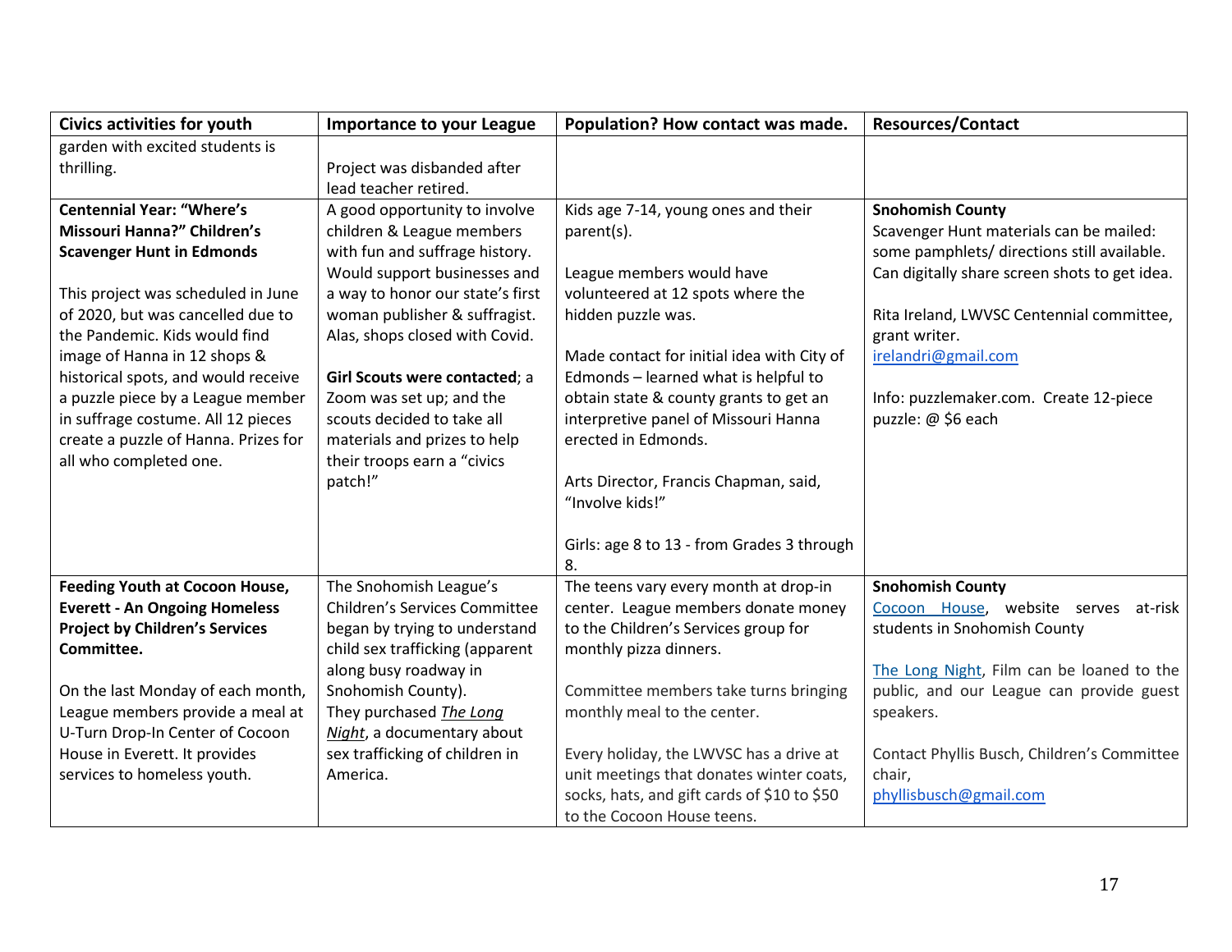| Civics activities for youth | Importance to your League | Population? How contact was made. | Resources/Contact |
|---|---|---|---|
| garden with excited students is thrilling. | Project was disbanded after lead teacher retired. | | |
| **Centennial Year: "Where's Missouri Hanna?" Children's Scavenger Hunt in Edmonds**<br><br>This project was scheduled in June of 2020, but was cancelled due to the Pandemic. Kids would find image of Hanna in 12 shops & historical spots, and would receive a puzzle piece by a League member in suffrage costume. All 12 pieces create a puzzle of Hanna. Prizes for all who completed one. | A good opportunity to involve children & League members with fun and suffrage history. Would support businesses and a way to honor our state's first woman publisher & suffragist. Alas, shops closed with Covid.<br><br>**Girl Scouts were contacted**; a Zoom was set up; and the scouts decided to take all materials and prizes to help their troops earn a "civics patch!" | Kids age 7-14, young ones and their parent(s).<br><br>League members would have volunteered at 12 spots where the hidden puzzle was.<br><br>Made contact for initial idea with City of Edmonds – learned what is helpful to obtain state & county grants to get an interpretive panel of Missouri Hanna erected in Edmonds.<br><br>Arts Director, Francis Chapman, said, "Involve kids!"<br><br>Girls: age 8 to 13 - from Grades 3 through 8. | **Snohomish County**<br>Scavenger Hunt materials can be mailed: some pamphlets/ directions still available. Can digitally share screen shots to get idea.<br><br>Rita Ireland, LWVSC Centennial committee, grant writer.<br>irelandri@gmail.com<br><br>Info: puzzlemaker.com. Create 12-piece puzzle: @ $6 each |
| **Feeding Youth at Cocoon House, Everett - An Ongoing Homeless Project by Children's Services Committee.**<br><br>On the last Monday of each month, League members provide a meal at U-Turn Drop-In Center of Cocoon House in Everett. It provides services to homeless youth. | The Snohomish League's Children's Services Committee began by trying to understand child sex trafficking (apparent along busy roadway in Snohomish County).<br>They purchased ***The Long Night***, a documentary about sex trafficking of children in America. | The teens vary every month at drop-in center. League members donate money to the Children's Services group for monthly pizza dinners.<br><br>Committee members take turns bringing monthly meal to the center.<br><br>Every holiday, the LWVSC has a drive at unit meetings that donates winter coats, socks, hats, and gift cards of $10 to $50 to the Cocoon House teens. | **Snohomish County**<br>Cocoon House, website serves at-risk students in Snohomish County<br><br>The Long Night, Film can be loaned to the public, and our League can provide guest speakers.<br><br>Contact Phyllis Busch, Children's Committee chair,<br>phyllisbusch@gmail.com |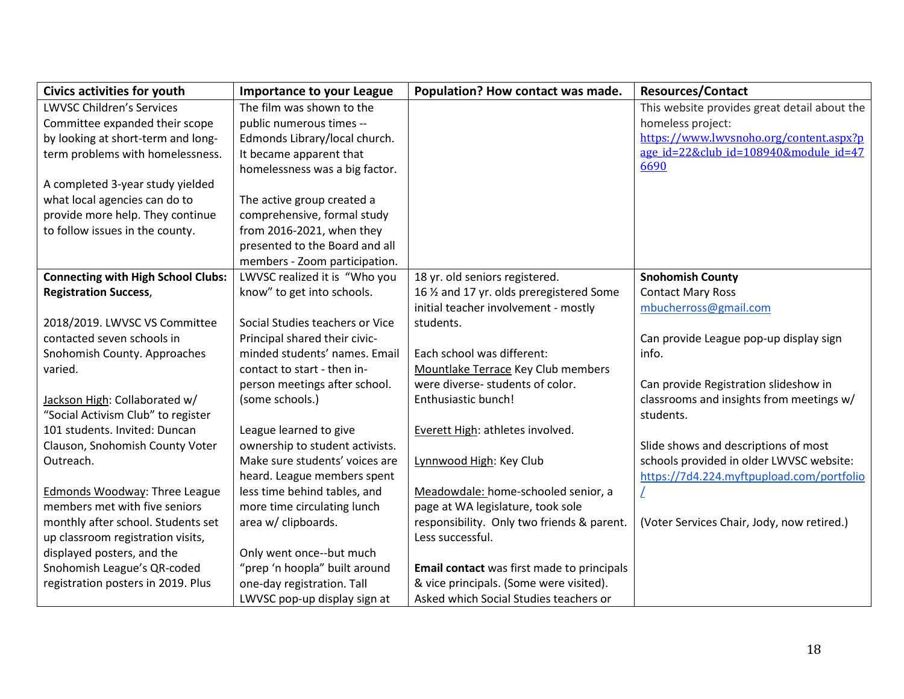| Civics activities for youth | Importance to your League | Population? How contact was made. | Resources/Contact |
|---|---|---|---|
| LWVSC Children's Services Committee expanded their scope by looking at short-term and long-term problems with homelessness.<br><br>A completed 3-year study yielded what local agencies can do to provide more help. They continue to follow issues in the county. | The film was shown to the public numerous times -- Edmonds Library/local church. It became apparent that homelessness was a big factor.<br><br>The active group created a comprehensive, formal study from 2016-2021, when they presented to the Board and all members - Zoom participation. | | This website provides great detail about the homeless project: https://www.lwvsnoho.org/content.aspx?page_id=22&club_id=108940&module_id=476690 |
| **Connecting with High School Clubs: Registration Success**,<br><br>2018/2019. LWVSC VS Committee contacted seven schools in Snohomish County. Approaches varied.<br><br>Jackson High: Collaborated w/ "Social Activism Club" to register 101 students. Invited: Duncan Clauson, Snohomish County Voter Outreach.<br><br>Edmonds Woodway: Three League members met with five seniors monthly after school. Students set up classroom registration visits, displayed posters, and the Snohomish League's QR-coded registration posters in 2019. Plus | LWVSC realized it is "Who you know" to get into schools.<br><br>Social Studies teachers or Vice Principal shared their civic-minded students' names. Email contact to start - then in-person meetings after school. (some schools.)<br><br>League learned to give ownership to student activists. Make sure students' voices are heard. League members spent less time behind tables, and more time circulating lunch area w/ clipboards.<br><br>Only went once--but much "prep 'n hoopla" built around one-day registration. Tall LWVSC pop-up display sign at | 18 yr. old seniors registered. 16 ½ and 17 yr. olds preregistered Some initial teacher involvement - mostly students.<br><br>Each school was different: Mountlake Terrace Key Club members were diverse- students of color. Enthusiastic bunch!<br><br>Everett High: athletes involved.<br><br>Lynnwood High: Key Club<br><br>Meadowdale: home-schooled senior, a page at WA legislature, took sole responsibility. Only two friends & parent. Less successful.<br><br>**Email contact** was first made to principals & vice principals. (Some were visited). Asked which Social Studies teachers or | **Snohomish County**<br>Contact Mary Ross<br>mbucherross@gmail.com<br><br>Can provide League pop-up display sign info.<br><br>Can provide Registration slideshow in classrooms and insights from meetings w/ students.<br><br>Slide shows and descriptions of most schools provided in older LWVSC website: https://7d4.224.myftpupload.com/portfolio/<br><br>(Voter Services Chair, Jody, now retired.) |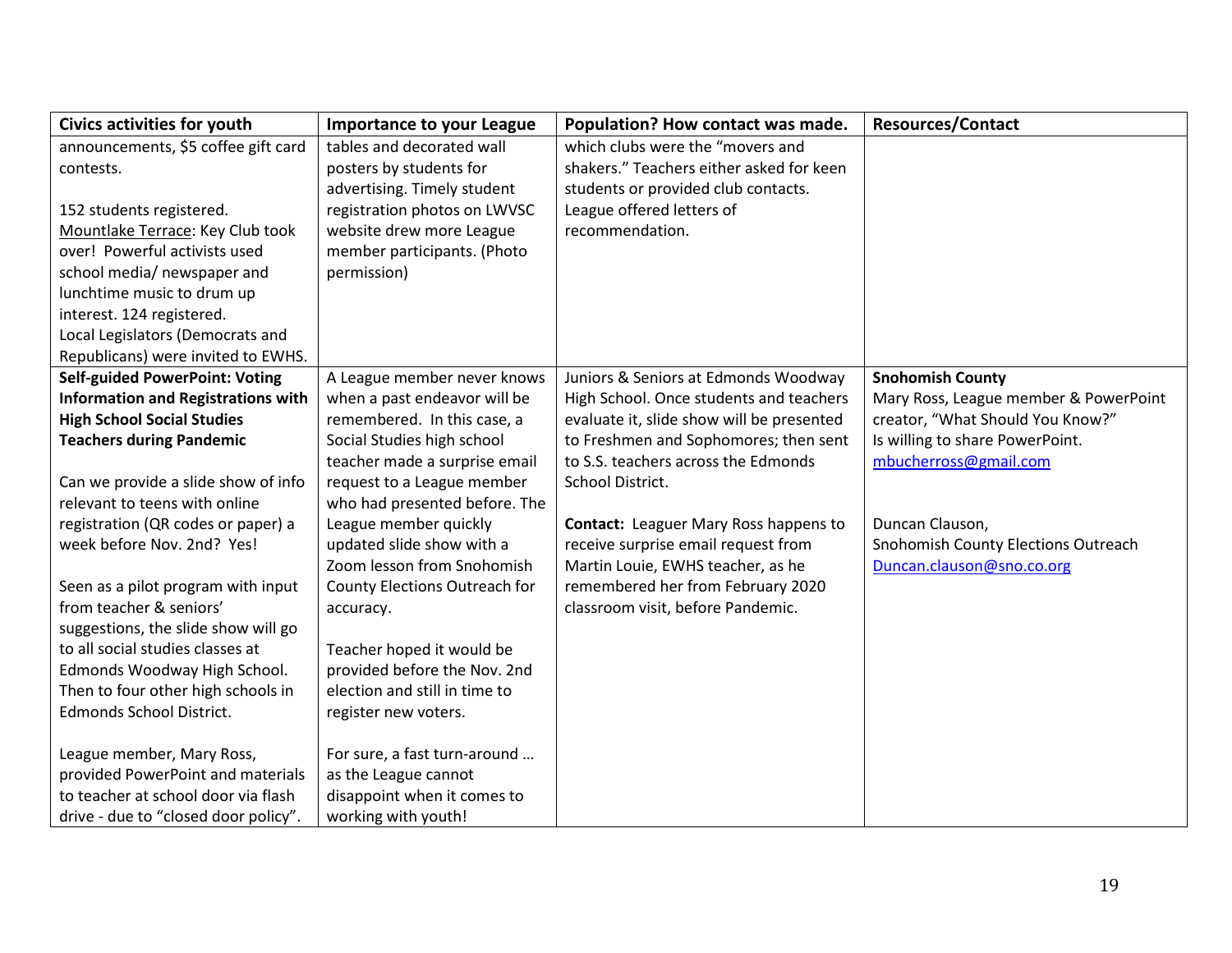| Civics activities for youth | Importance to your League | Population? How contact was made. | Resources/Contact |
|---|---|---|---|
| announcements, $5 coffee gift card contests.<br><br>152 students registered.<br>Mountlake Terrace: Key Club took over! Powerful activists used school media/ newspaper and lunchtime music to drum up interest. 124 registered.<br>Local Legislators (Democrats and Republicans) were invited to EWHS. | tables and decorated wall posters by students for advertising. Timely student registration photos on LWVSC website drew more League member participants. (Photo permission) | which clubs were the "movers and shakers." Teachers either asked for keen students or provided club contacts. League offered letters of recommendation. | |
| **Self-guided PowerPoint: Voting Information and Registrations with High School Social Studies Teachers during Pandemic**<br><br>Can we provide a slide show of info relevant to teens with online registration (QR codes or paper) a week before Nov. 2nd? Yes!<br><br>Seen as a pilot program with input from teacher & seniors' suggestions, the slide show will go to all social studies classes at Edmonds Woodway High School. Then to four other high schools in Edmonds School District.<br><br>League member, Mary Ross, provided PowerPoint and materials to teacher at school door via flash drive - due to "closed door policy". | A League member never knows when a past endeavor will be remembered. In this case, a Social Studies high school teacher made a surprise email request to a League member who had presented before. The League member quickly updated slide show with a Zoom lesson from Snohomish County Elections Outreach for accuracy.<br><br>Teacher hoped it would be provided before the Nov. 2nd election and still in time to register new voters.<br><br>For sure, a fast turn-around … as the League cannot disappoint when it comes to working with youth! | Juniors & Seniors at Edmonds Woodway High School. Once students and teachers evaluate it, slide show will be presented to Freshmen and Sophomores; then sent to S.S. teachers across the Edmonds School District.<br><br>**Contact:** Leaguer Mary Ross happens to receive surprise email request from Martin Louie, EWHS teacher, as he remembered her from February 2020 classroom visit, before Pandemic. | **Snohomish County**<br>Mary Ross, League member & PowerPoint creator, "What Should You Know?"<br>Is willing to share PowerPoint.<br>mbucherross@gmail.com<br><br>Duncan Clauson,<br>Snohomish County Elections Outreach<br>Duncan.clauson@sno.co.org |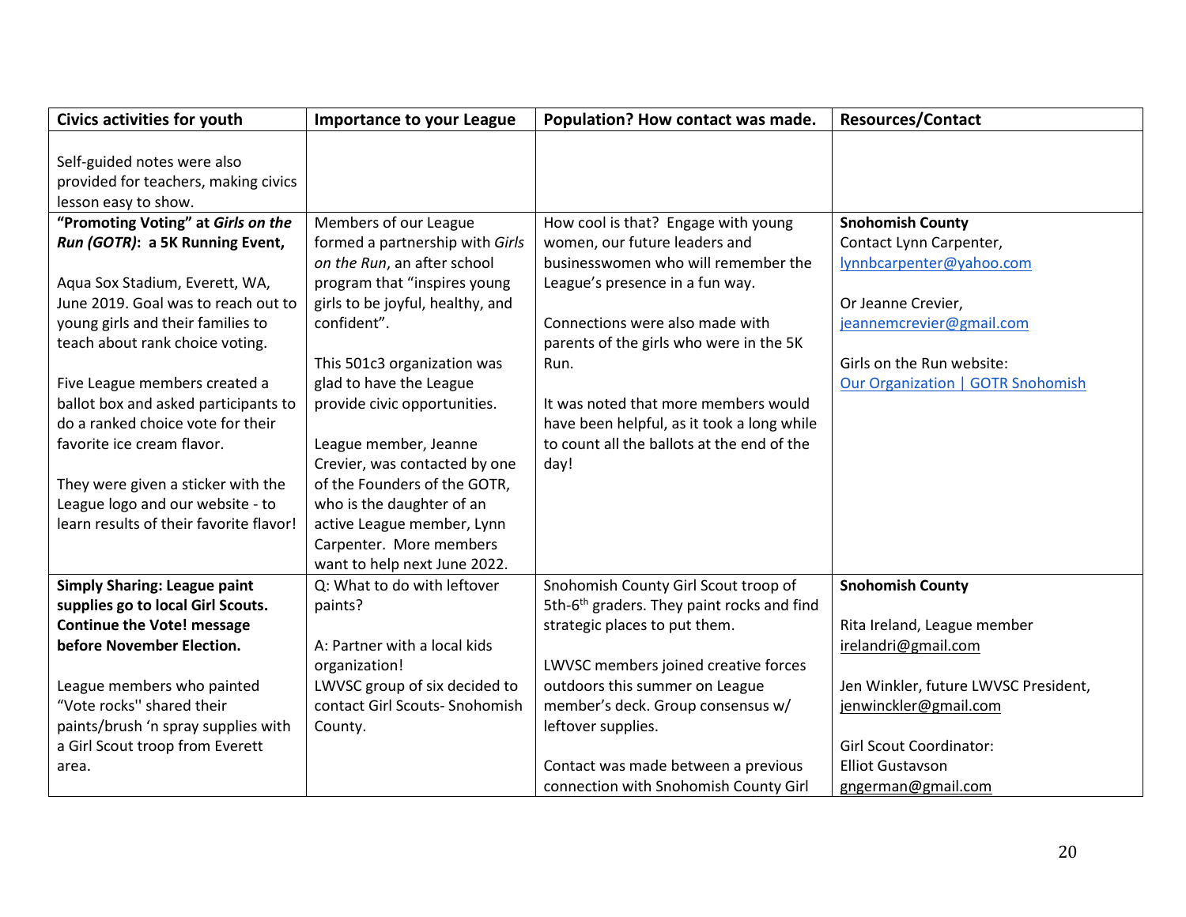| Civics activities for youth | Importance to your League | Population? How contact was made. | Resources/Contact |
|---|---|---|---|
| Self-guided notes were also provided for teachers, making civics lesson easy to show. | | | |
| **"Promoting Voting" at *Girls on the Run (GOTR)*: a 5K Running Event,**<br><br>Aqua Sox Stadium, Everett, WA, June 2019. Goal was to reach out to young girls and their families to teach about rank choice voting.<br><br>Five League members created a ballot box and asked participants to do a ranked choice vote for their favorite ice cream flavor.<br><br>They were given a sticker with the League logo and our website - to learn results of their favorite flavor! | Members of our League formed a partnership with *Girls on the Run*, an after school program that "inspires young girls to be joyful, healthy, and confident".<br><br>This 501c3 organization was glad to have the League provide civic opportunities.<br><br>League member, Jeanne Crevier, was contacted by one of the Founders of the GOTR, who is the daughter of an active League member, Lynn Carpenter. More members want to help next June 2022. | How cool is that? Engage with young women, our future leaders and businesswomen who will remember the League's presence in a fun way.<br><br>Connections were also made with parents of the girls who were in the 5K Run.<br><br>It was noted that more members would have been helpful, as it took a long while to count all the ballots at the end of the day! | **Snohomish County**<br>Contact Lynn Carpenter, lynnbcarpenter@yahoo.com<br><br>Or Jeanne Crevier, jeannemcrevier@gmail.com<br><br>Girls on the Run website: Our Organization \| GOTR Snohomish |
| **Simply Sharing: League paint supplies go to local Girl Scouts. Continue the Vote! message before November Election.**<br><br>League members who painted "Vote rocks" shared their paints/brush 'n spray supplies with a Girl Scout troop from Everett area. | Q: What to do with leftover paints?<br><br>A: Partner with a local kids organization!<br>LWVSC group of six decided to contact Girl Scouts- Snohomish County. | Snohomish County Girl Scout troop of 5th-6th graders. They paint rocks and find strategic places to put them.<br><br>LWVSC members joined creative forces outdoors this summer on League member's deck. Group consensus w/ leftover supplies.<br><br>Contact was made between a previous connection with Snohomish County Girl | **Snohomish County**<br><br>Rita Ireland, League member irelandri@gmail.com<br><br>Jen Winkler, future LWVSC President, jenwinckler@gmail.com<br><br>Girl Scout Coordinator:<br>Elliot Gustavson<br>gngerman@gmail.com |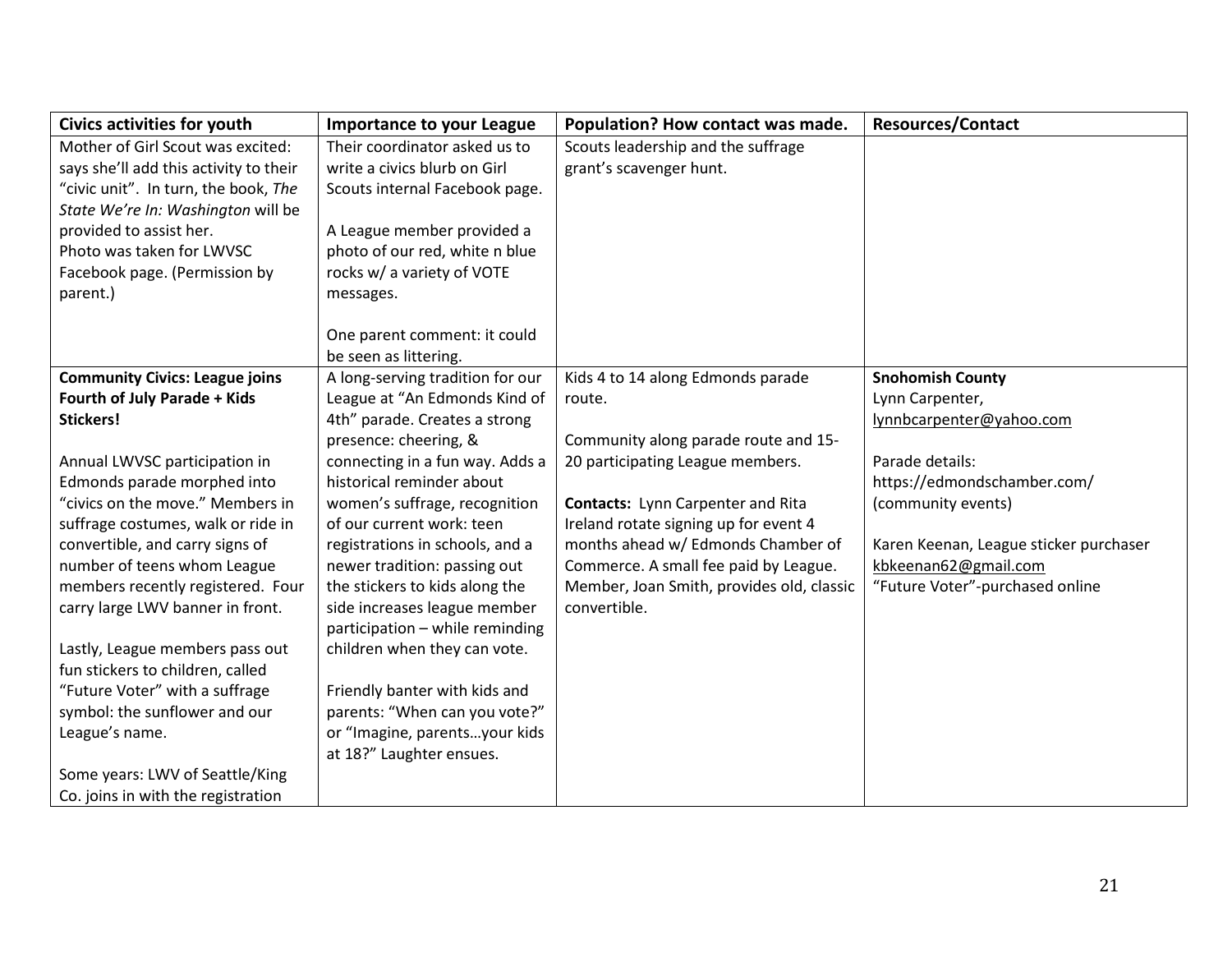| Civics activities for youth | Importance to your League | Population? How contact was made. | Resources/Contact |
|---|---|---|---|
| Mother of Girl Scout was excited: says she'll add this activity to their "civic unit". In turn, the book, *The State We're In: Washington* will be provided to assist her.<br>Photo was taken for LWVSC Facebook page. (Permission by parent.) | Their coordinator asked us to write a civics blurb on Girl Scouts internal Facebook page.<br><br>A League member provided a photo of our red, white n blue rocks w/ a variety of VOTE messages.<br><br>One parent comment: it could be seen as littering. | Scouts leadership and the suffrage grant's scavenger hunt. | |
| **Community Civics: League joins Fourth of July Parade + Kids Stickers!**<br><br>Annual LWVSC participation in Edmonds parade morphed into "civics on the move." Members in suffrage costumes, walk or ride in convertible, and carry signs of number of teens whom League members recently registered. Four carry large LWV banner in front.<br><br>Lastly, League members pass out fun stickers to children, called "Future Voter" with a suffrage symbol: the sunflower and our League's name.<br><br>Some years: LWV of Seattle/King Co. joins in with the registration | A long-serving tradition for our League at "An Edmonds Kind of 4th" parade. Creates a strong presence: cheering, & connecting in a fun way. Adds a historical reminder about women's suffrage, recognition of our current work: teen registrations in schools, and a newer tradition: passing out the stickers to kids along the side increases league member participation – while reminding children when they can vote.<br><br>Friendly banter with kids and parents: "When can you vote?" or "Imagine, parents…your kids at 18?" Laughter ensues. | Kids 4 to 14 along Edmonds parade route.<br><br>Community along parade route and 15-20 participating League members.<br><br>**Contacts:** Lynn Carpenter and Rita Ireland rotate signing up for event 4 months ahead w/ Edmonds Chamber of Commerce. A small fee paid by League. Member, Joan Smith, provides old, classic convertible. | **Snohomish County**<br>Lynn Carpenter,<br>lynnbcarpenter@yahoo.com<br><br>Parade details:<br>https://edmondschamber.com/<br>(community events)<br><br>Karen Keenan, League sticker purchaser<br>kbkeenan62@gmail.com<br>"Future Voter"-purchased online |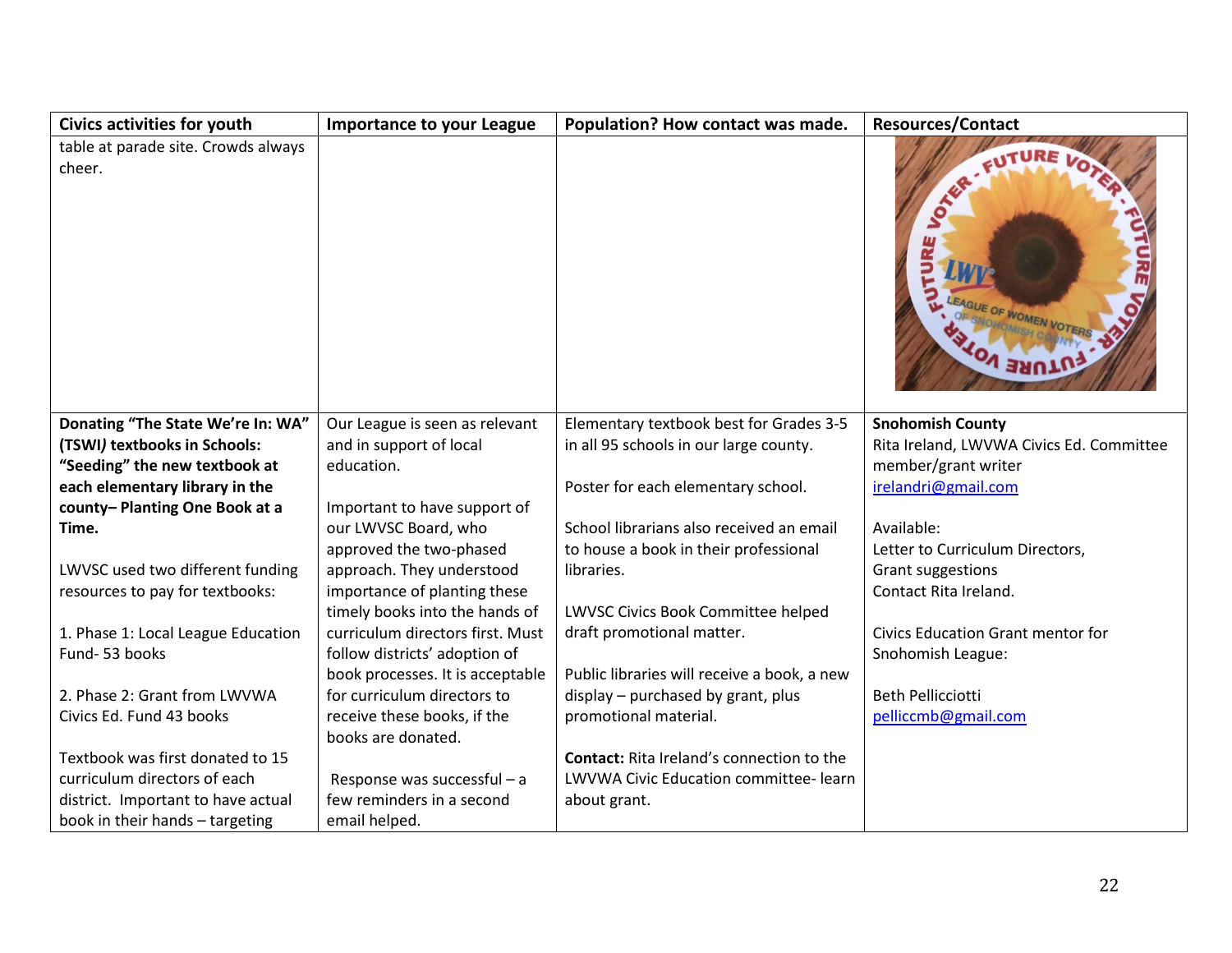| Civics activities for youth | Importance to your League | Population? How contact was made. | Resources/Contact |
|---|---|---|---|
| table at parade site. Crowds always cheer. | | | |
| **Donating "The State We're In: WA" (TSWI*)* textbooks in Schools: "Seeding" the new textbook at each elementary library in the county– Planting One Book at a Time.**<br><br>LWVSC used two different funding resources to pay for textbooks:<br><br>1. Phase 1: Local League Education Fund- 53 books<br><br>2. Phase 2: Grant from LWVWA Civics Ed. Fund 43 books<br><br>Textbook was first donated to 15 curriculum directors of each district. Important to have actual book in their hands – targeting | Our League is seen as relevant and in support of local education.<br><br>Important to have support of our LWVSC Board, who approved the two-phased approach. They understood importance of planting these timely books into the hands of curriculum directors first. Must follow districts' adoption of book processes. It is acceptable for curriculum directors to receive these books, if the books are donated.<br><br>Response was successful – a few reminders in a second email helped. | Elementary textbook best for Grades 3-5 in all 95 schools in our large county.<br><br>Poster for each elementary school.<br><br>School librarians also received an email to house a book in their professional libraries.<br><br>LWVSC Civics Book Committee helped draft promotional matter.<br><br>Public libraries will receive a book, a new display – purchased by grant, plus promotional material.<br><br>**Contact:** Rita Ireland's connection to the LWVWA Civic Education committee- learn about grant. | **Snohomish County**<br>Rita Ireland, LWVWA Civics Ed. Committee member/grant writer<br>irelandri@gmail.com<br><br>Available:<br>Letter to Curriculum Directors,<br>Grant suggestions<br>Contact Rita Ireland.<br><br>Civics Education Grant mentor for Snohomish League:<br><br>Beth Pellicciotti<br>pelliccmb@gmail.com |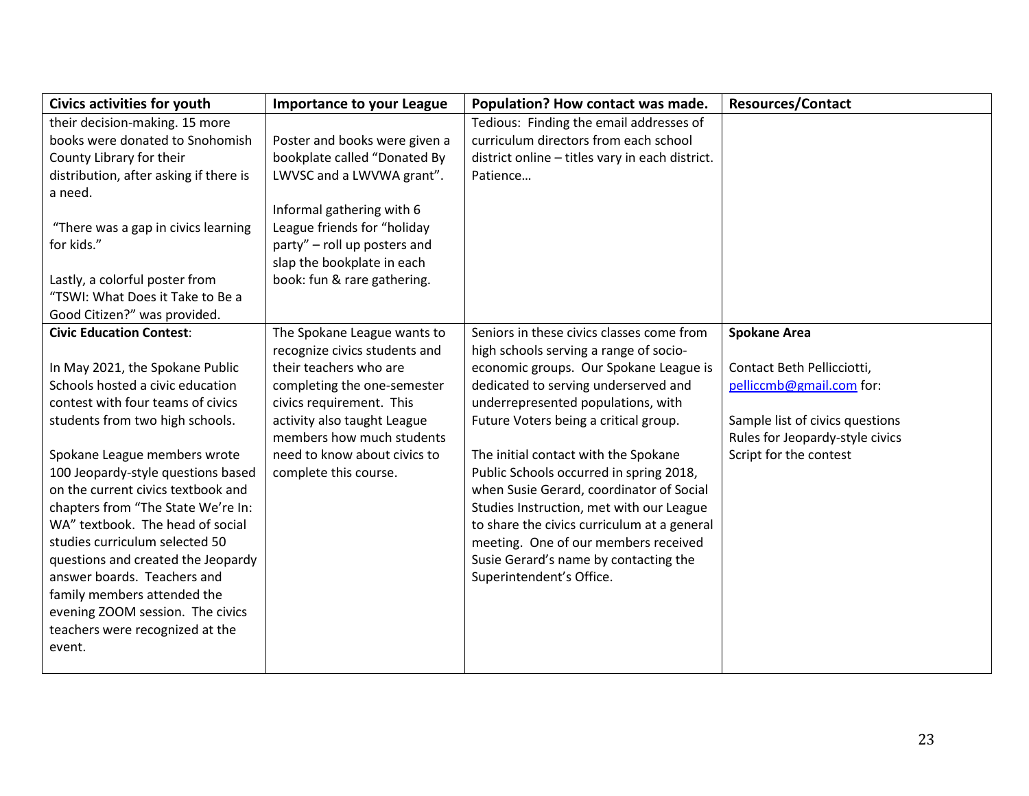| Civics activities for youth | Importance to your League | Population? How contact was made. | Resources/Contact |
|---|---|---|---|
| their decision-making. 15 more books were donated to Snohomish County Library for their distribution, after asking if there is a need.<br><br>"There was a gap in civics learning for kids."<br><br>Lastly, a colorful poster from "TSWI: What Does it Take to Be a Good Citizen?" was provided. | Poster and books were given a bookplate called "Donated By LWVSC and a LWVWA grant".<br><br>Informal gathering with 6 League friends for "holiday party" – roll up posters and slap the bookplate in each book: fun & rare gathering. | Tedious: Finding the email addresses of curriculum directors from each school district online – titles vary in each district. Patience… | |
| **Civic Education Contest**:<br><br>In May 2021, the Spokane Public Schools hosted a civic education contest with four teams of civics students from two high schools.<br><br>Spokane League members wrote 100 Jeopardy-style questions based on the current civics textbook and chapters from "The State We're In: WA" textbook. The head of social studies curriculum selected 50 questions and created the Jeopardy answer boards. Teachers and family members attended the evening ZOOM session. The civics teachers were recognized at the event. | The Spokane League wants to recognize civics students and their teachers who are completing the one-semester civics requirement. This activity also taught League members how much students need to know about civics to complete this course. | Seniors in these civics classes come from high schools serving a range of socio-economic groups. Our Spokane League is dedicated to serving underserved and underrepresented populations, with Future Voters being a critical group.<br><br>The initial contact with the Spokane Public Schools occurred in spring 2018, when Susie Gerard, coordinator of Social Studies Instruction, met with our League to share the civics curriculum at a general meeting. One of our members received Susie Gerard's name by contacting the Superintendent's Office. | **Spokane Area**<br><br>Contact Beth Pellicciotti, pelliccmb@gmail.com for:<br><br>Sample list of civics questions<br>Rules for Jeopardy-style civics<br>Script for the contest |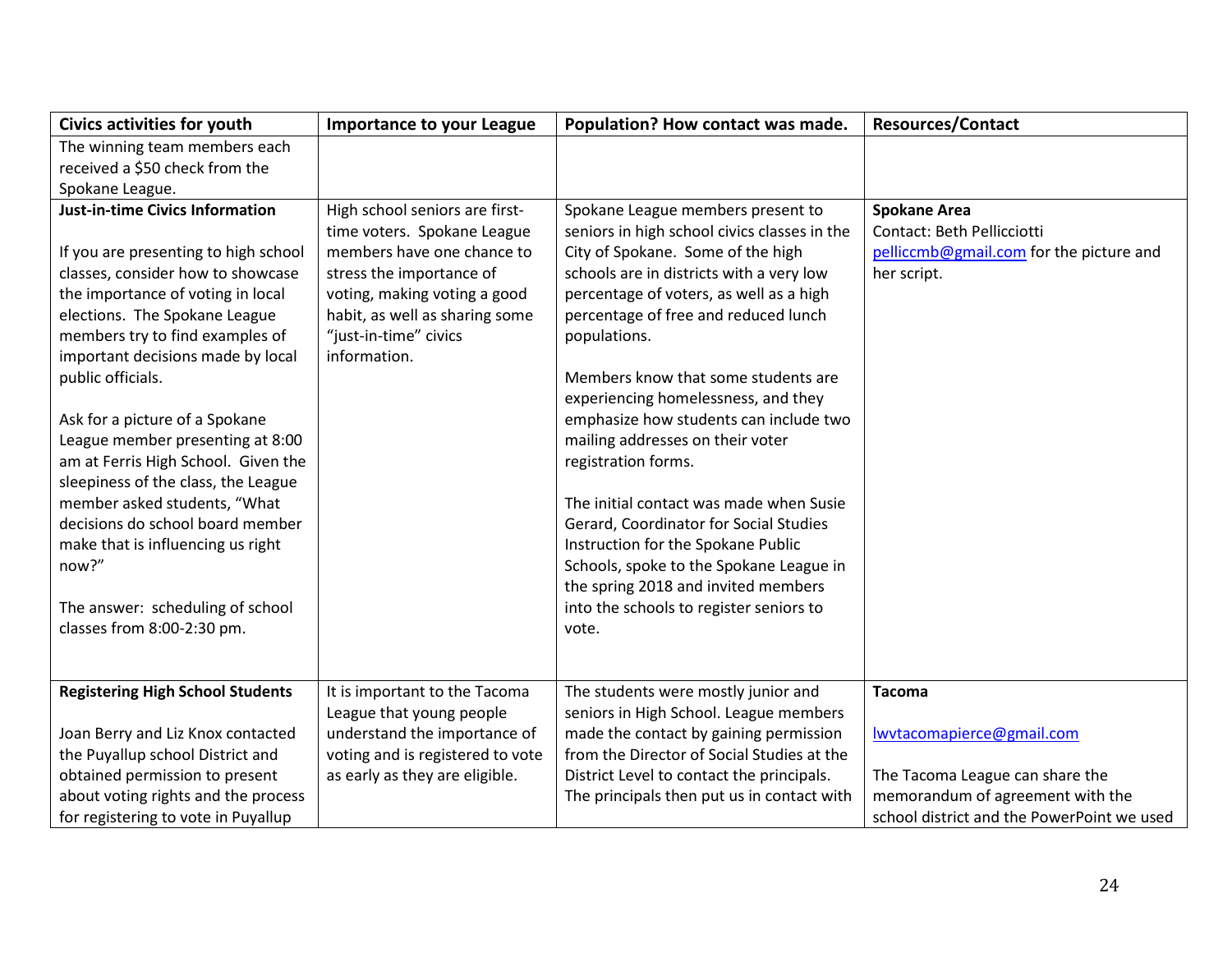| Civics activities for youth | Importance to your League | Population? How contact was made. | Resources/Contact |
|---|---|---|---|
| The winning team members each received a $50 check from the Spokane League. | | | |
| **Just-in-time Civics Information**<br><br>If you are presenting to high school classes, consider how to showcase the importance of voting in local elections. The Spokane League members try to find examples of important decisions made by local public officials.<br><br>Ask for a picture of a Spokane League member presenting at 8:00 am at Ferris High School. Given the sleepiness of the class, the League member asked students, "What decisions do school board member make that is influencing us right now?"<br><br>The answer: scheduling of school classes from 8:00-2:30 pm. | High school seniors are first-time voters. Spokane League members have one chance to stress the importance of voting, making voting a good habit, as well as sharing some "just-in-time" civics information. | Spokane League members present to seniors in high school civics classes in the City of Spokane. Some of the high schools are in districts with a very low percentage of voters, as well as a high percentage of free and reduced lunch populations.<br><br>Members know that some students are experiencing homelessness, and they emphasize how students can include two mailing addresses on their voter registration forms.<br><br>The initial contact was made when Susie Gerard, Coordinator for Social Studies Instruction for the Spokane Public Schools, spoke to the Spokane League in the spring 2018 and invited members into the schools to register seniors to vote. | **Spokane Area**<br>Contact: Beth Pellicciotti pelliccmb@gmail.com for the picture and her script. |
| **Registering High School Students**<br><br>Joan Berry and Liz Knox contacted the Puyallup school District and obtained permission to present about voting rights and the process for registering to vote in Puyallup | It is important to the Tacoma League that young people understand the importance of voting and is registered to vote as early as they are eligible. | The students were mostly junior and seniors in High School. League members made the contact by gaining permission from the Director of Social Studies at the District Level to contact the principals. The principals then put us in contact with | **Tacoma**<br><br>lwvtacomapierce@gmail.com<br><br>The Tacoma League can share the memorandum of agreement with the school district and the PowerPoint we used |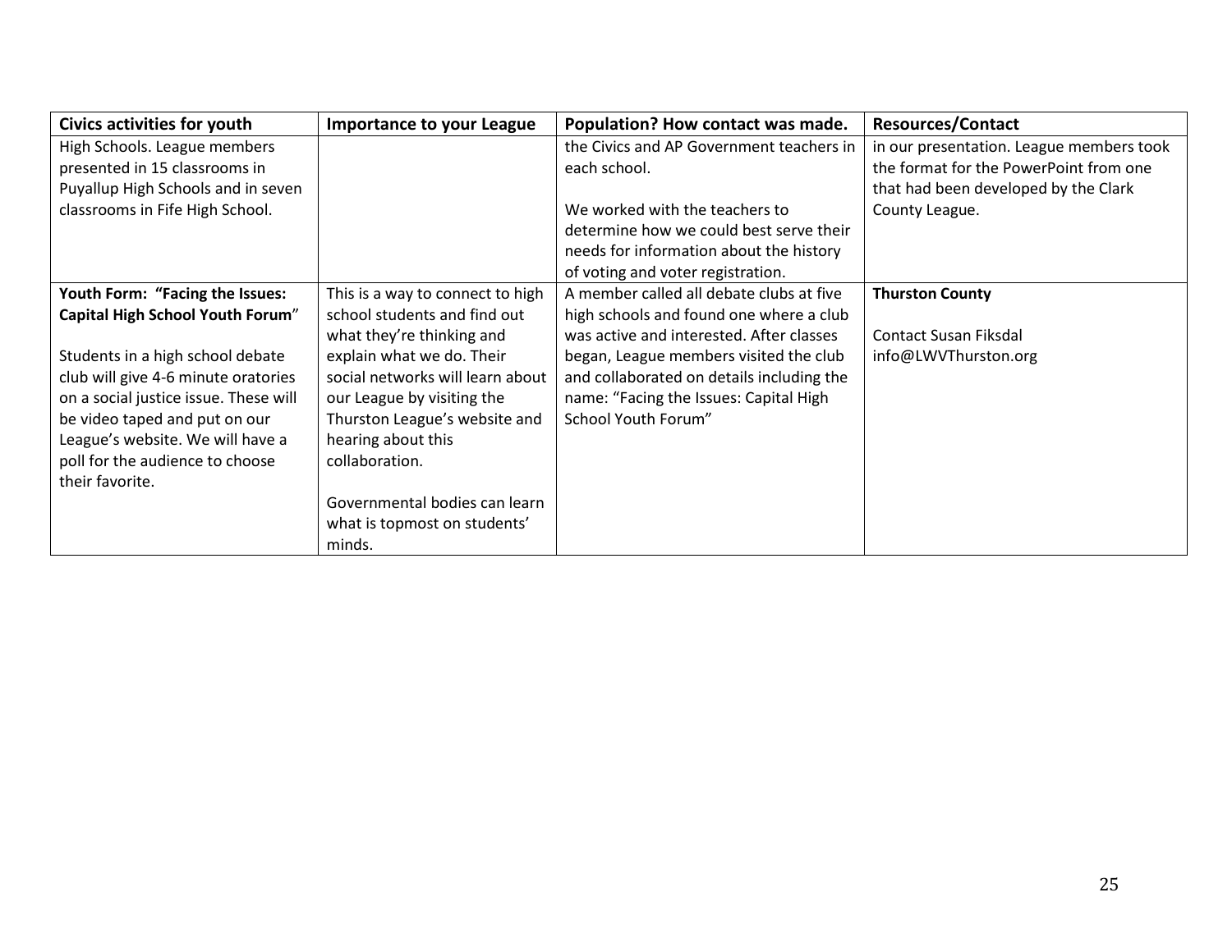| Civics activities for youth | Importance to your League | Population? How contact was made. | Resources/Contact |
|---|---|---|---|
| High Schools. League members presented in 15 classrooms in Puyallup High Schools and in seven classrooms in Fife High School. | | the Civics and AP Government teachers in each school.<br><br>We worked with the teachers to determine how we could best serve their needs for information about the history of voting and voter registration. | in our presentation. League members took the format for the PowerPoint from one that had been developed by the Clark County League. |
| **Youth Form: "Facing the Issues: Capital High School Youth Forum**"<br><br>Students in a high school debate club will give 4-6 minute oratories on a social justice issue. These will be video taped and put on our League's website. We will have a poll for the audience to choose their favorite. | This is a way to connect to high school students and find out what they're thinking and explain what we do. Their social networks will learn about our League by visiting the Thurston League's website and hearing about this collaboration.<br><br>Governmental bodies can learn what is topmost on students' minds. | A member called all debate clubs at five high schools and found one where a club was active and interested. After classes began, League members visited the club and collaborated on details including the name: "Facing the Issues: Capital High School Youth Forum" | **Thurston County**<br><br>Contact Susan Fiksdal<br>info@LWVThurston.org |